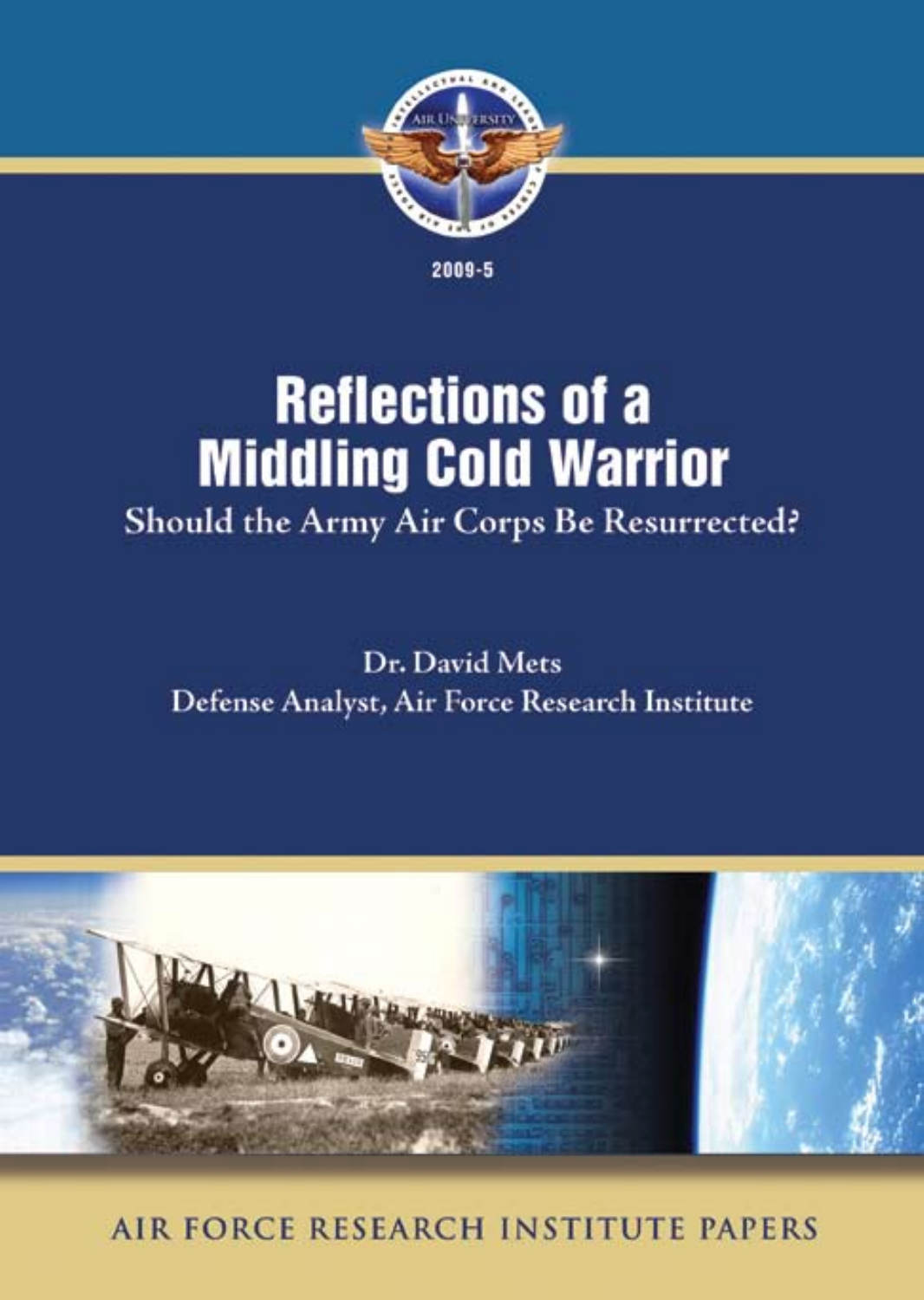2009-5

# Reflections of a Middling Cold Warrior

## Should the Army Air Corps Be Resurrected?

Dr. David Mets

Defense Analyst, Air Force Research Institute

AIR FORCE RESEARCH INSTITUTE PAPERS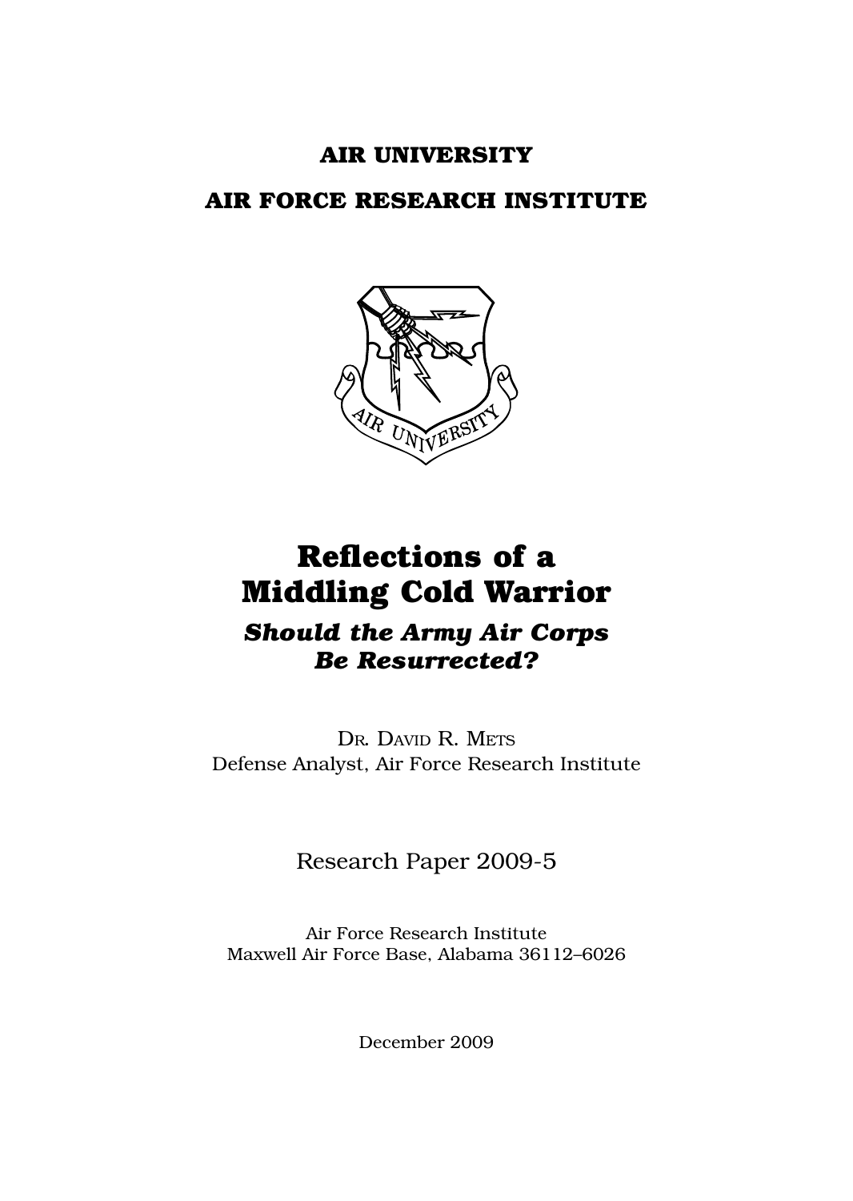**AIR UNIVERSITY**

**AIR FORCE RESEARCH INSTITUTE**

# Reflections of a Middling Cold Warrior

## *Should the Army Air Corps Be Resurrected?*

Dr. David R. Mets
Defense Analyst, Air Force Research Institute

Research Paper 2009-5

Air Force Research Institute
Maxwell Air Force Base, Alabama 36112–6026

December 2009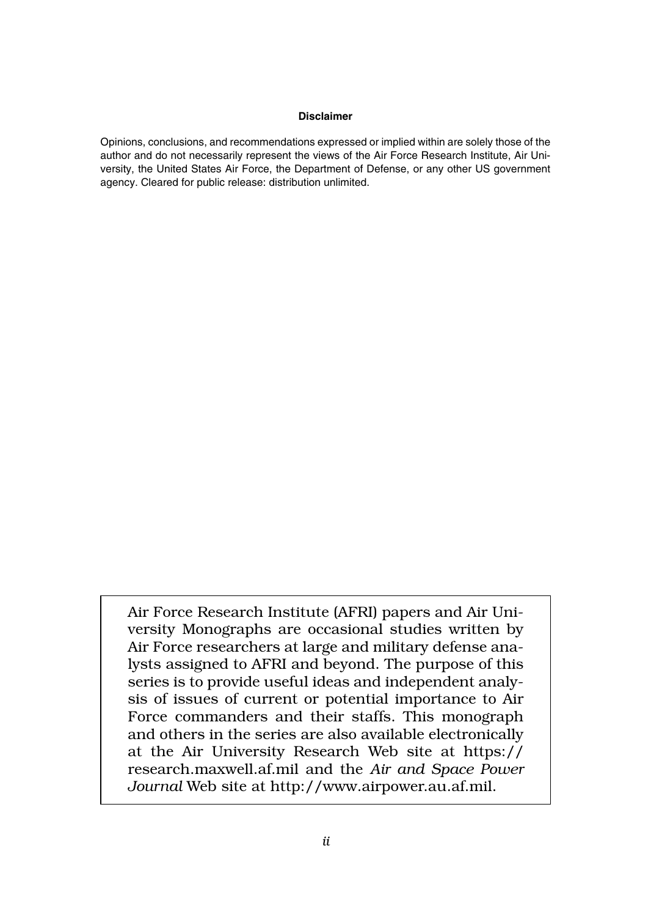**Disclaimer**

Opinions, conclusions, and recommendations expressed or implied within are solely those of the author and do not necessarily represent the views of the Air Force Research Institute, Air University, the United States Air Force, the Department of Defense, or any other US government agency. Cleared for public release: distribution unlimited.

Air Force Research Institute (AFRI) papers and Air University Monographs are occasional studies written by Air Force researchers at large and military defense analysts assigned to AFRI and beyond. The purpose of this series is to provide useful ideas and independent analysis of issues of current or potential importance to Air Force commanders and their staffs. This monograph and others in the series are also available electronically at the Air University Research Web site at https://research.maxwell.af.mil and the *Air and Space Power Journal* Web site at http://www.airpower.au.af.mil.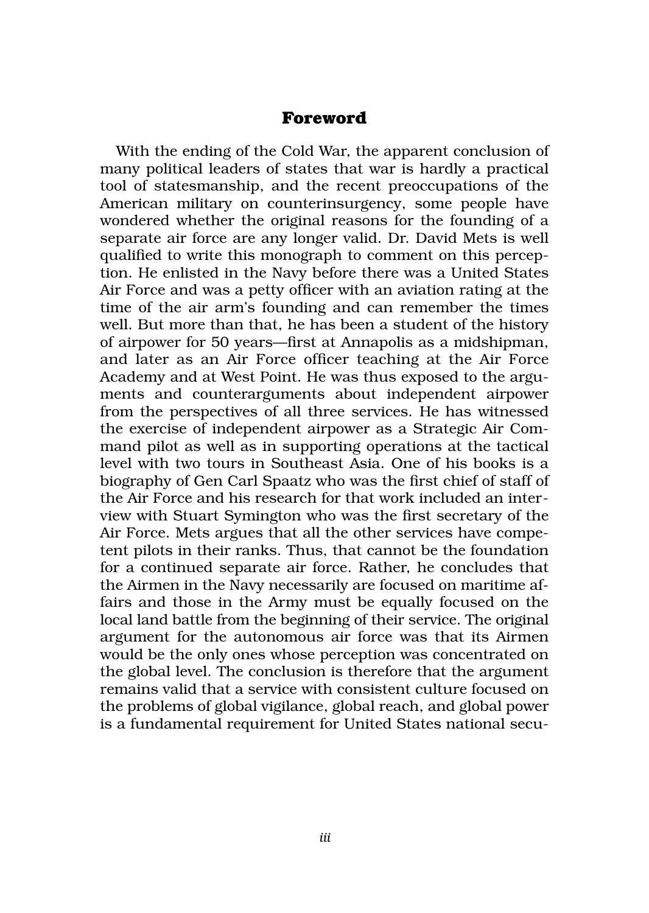## Foreword

With the ending of the Cold War, the apparent conclusion of many political leaders of states that war is hardly a practical tool of statesmanship, and the recent preoccupations of the American military on counterinsurgency, some people have wondered whether the original reasons for the founding of a separate air force are any longer valid. Dr. David Mets is well qualified to write this monograph to comment on this perception. He enlisted in the Navy before there was a United States Air Force and was a petty officer with an aviation rating at the time of the air arm's founding and can remember the times well. But more than that, he has been a student of the history of airpower for 50 years—first at Annapolis as a midshipman, and later as an Air Force officer teaching at the Air Force Academy and at West Point. He was thus exposed to the arguments and counterarguments about independent airpower from the perspectives of all three services. He has witnessed the exercise of independent airpower as a Strategic Air Command pilot as well as in supporting operations at the tactical level with two tours in Southeast Asia. One of his books is a biography of Gen Carl Spaatz who was the first chief of staff of the Air Force and his research for that work included an interview with Stuart Symington who was the first secretary of the Air Force. Mets argues that all the other services have competent pilots in their ranks. Thus, that cannot be the foundation for a continued separate air force. Rather, he concludes that the Airmen in the Navy necessarily are focused on maritime affairs and those in the Army must be equally focused on the local land battle from the beginning of their service. The original argument for the autonomous air force was that its Airmen would be the only ones whose perception was concentrated on the global level. The conclusion is therefore that the argument remains valid that a service with consistent culture focused on the problems of global vigilance, global reach, and global power is a fundamental requirement for United States national secu-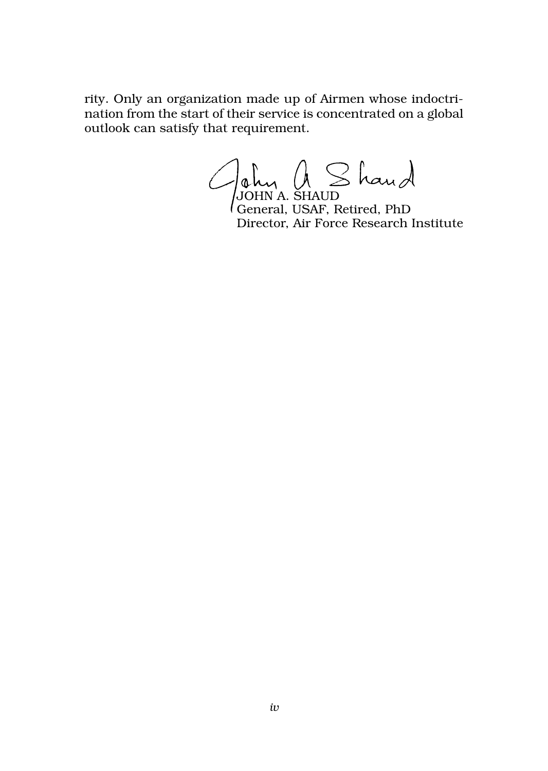rity. Only an organization made up of Airmen whose indoctrination from the start of their service is concentrated on a global outlook can satisfy that requirement.

JOHN A. SHAUD
General, USAF, Retired, PhD
Director, Air Force Research Institute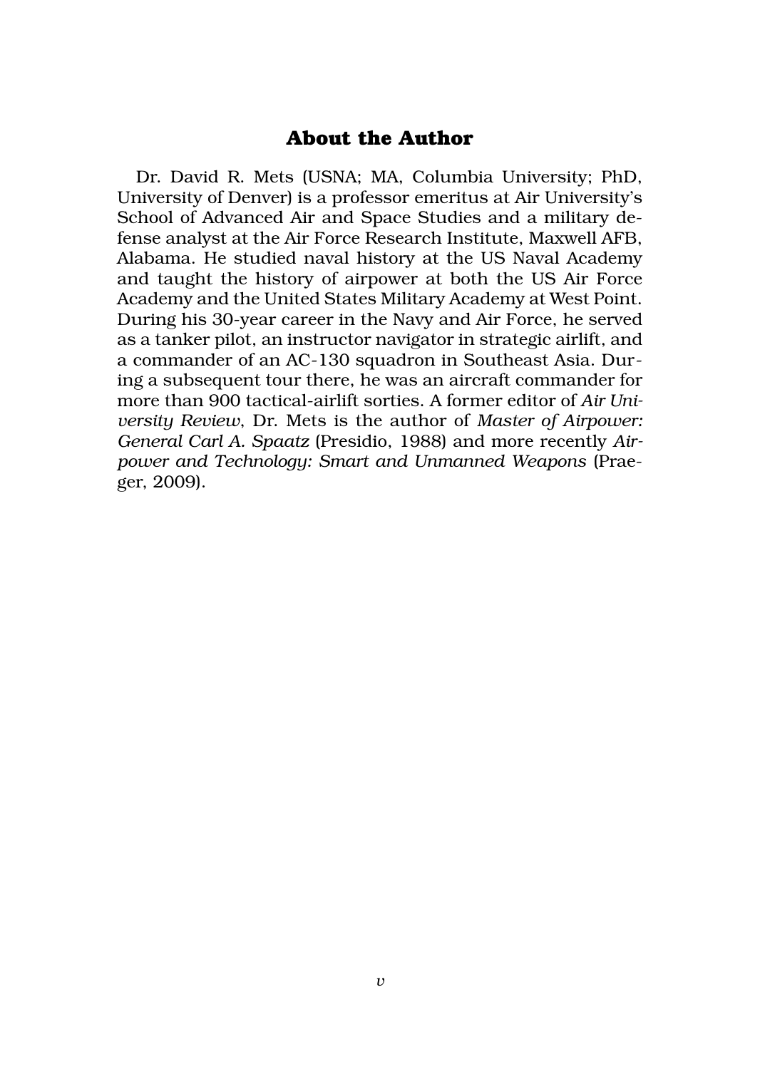## About the Author

Dr. David R. Mets (USNA; MA, Columbia University; PhD, University of Denver) is a professor emeritus at Air University's School of Advanced Air and Space Studies and a military defense analyst at the Air Force Research Institute, Maxwell AFB, Alabama. He studied naval history at the US Naval Academy and taught the history of airpower at both the US Air Force Academy and the United States Military Academy at West Point. During his 30-year career in the Navy and Air Force, he served as a tanker pilot, an instructor navigator in strategic airlift, and a commander of an AC-130 squadron in Southeast Asia. During a subsequent tour there, he was an aircraft commander for more than 900 tactical-airlift sorties. A former editor of *Air University Review*, Dr. Mets is the author of *Master of Airpower: General Carl A. Spaatz* (Presidio, 1988) and more recently *Airpower and Technology: Smart and Unmanned Weapons* (Praeger, 2009).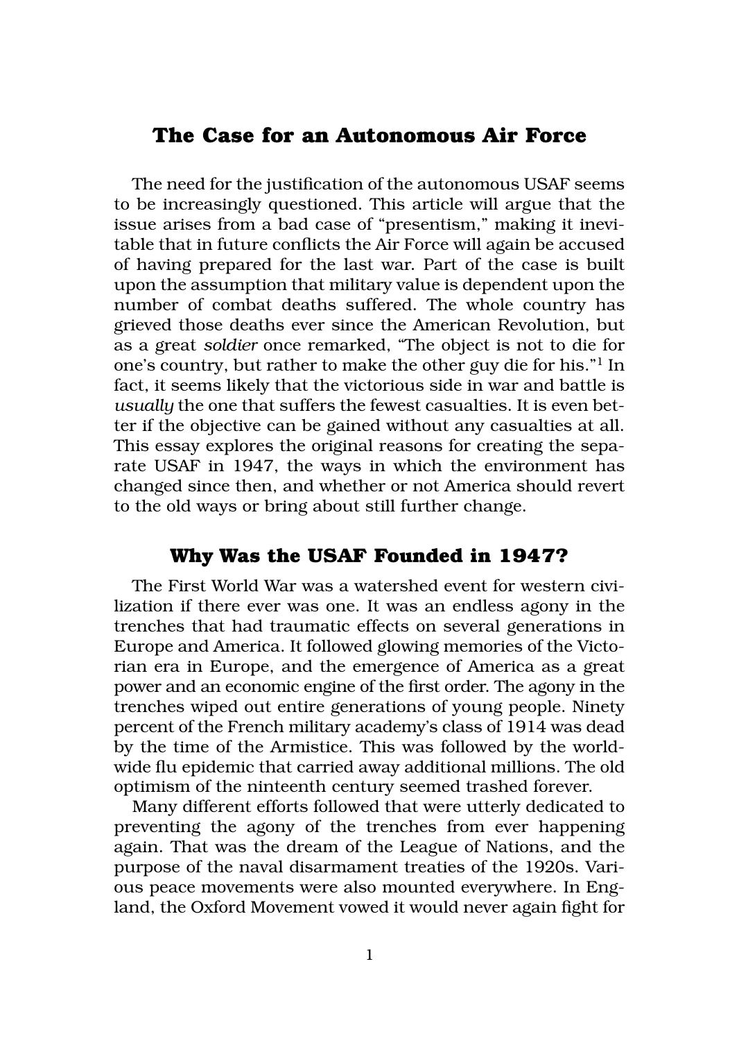# The Case for an Autonomous Air Force

The need for the justification of the autonomous USAF seems to be increasingly questioned. This article will argue that the issue arises from a bad case of "presentism," making it inevitable that in future conflicts the Air Force will again be accused of having prepared for the last war. Part of the case is built upon the assumption that military value is dependent upon the number of combat deaths suffered. The whole country has grieved those deaths ever since the American Revolution, but as a great *soldier* once remarked, "The object is not to die for one's country, but rather to make the other guy die for his."[1] In fact, it seems likely that the victorious side in war and battle is *usually* the one that suffers the fewest casualties. It is even better if the objective can be gained without any casualties at all. This essay explores the original reasons for creating the separate USAF in 1947, the ways in which the environment has changed since then, and whether or not America should revert to the old ways or bring about still further change.

## Why Was the USAF Founded in 1947?

The First World War was a watershed event for western civilization if there ever was one. It was an endless agony in the trenches that had traumatic effects on several generations in Europe and America. It followed glowing memories of the Victorian era in Europe, and the emergence of America as a great power and an economic engine of the first order. The agony in the trenches wiped out entire generations of young people. Ninety percent of the French military academy's class of 1914 was dead by the time of the Armistice. This was followed by the worldwide flu epidemic that carried away additional millions. The old optimism of the ninteenth century seemed trashed forever.

Many different efforts followed that were utterly dedicated to preventing the agony of the trenches from ever happening again. That was the dream of the League of Nations, and the purpose of the naval disarmament treaties of the 1920s. Various peace movements were also mounted everywhere. In England, the Oxford Movement vowed it would never again fight for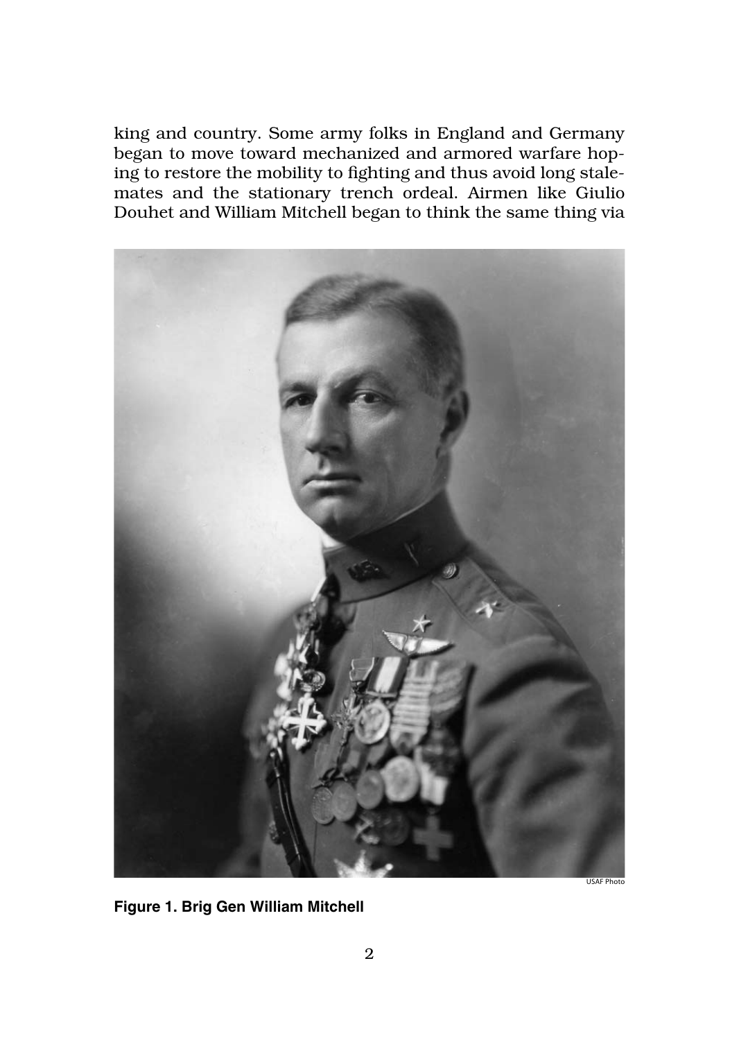king and country. Some army folks in England and Germany began to move toward mechanized and armored warfare hoping to restore the mobility to fighting and thus avoid long stalemates and the stationary trench ordeal. Airmen like Giulio Douhet and William Mitchell began to think the same thing via

USAF Photo

**Figure 1. Brig Gen William Mitchell**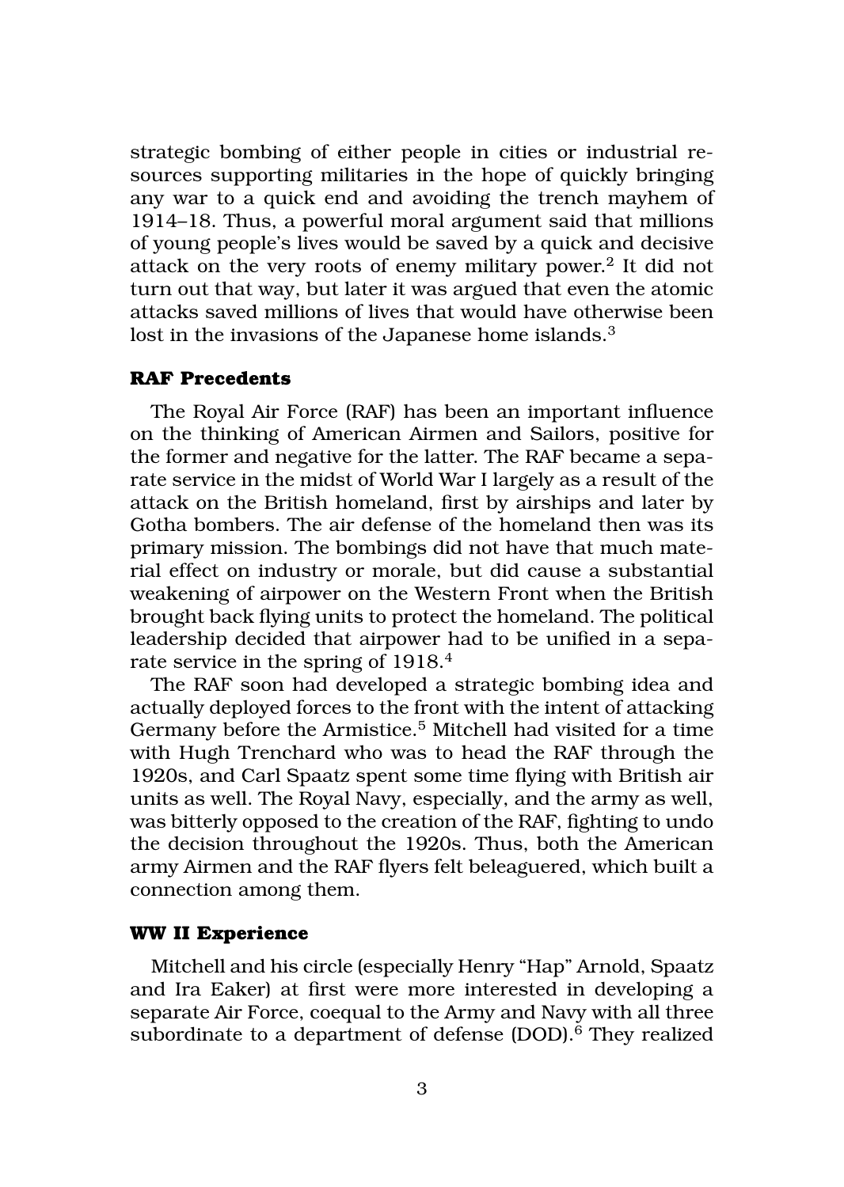strategic bombing of either people in cities or industrial resources supporting militaries in the hope of quickly bringing any war to a quick end and avoiding the trench mayhem of 1914–18. Thus, a powerful moral argument said that millions of young people's lives would be saved by a quick and decisive attack on the very roots of enemy military power.[2] It did not turn out that way, but later it was argued that even the atomic attacks saved millions of lives that would have otherwise been lost in the invasions of the Japanese home islands.[3]

### RAF Precedents

The Royal Air Force (RAF) has been an important influence on the thinking of American Airmen and Sailors, positive for the former and negative for the latter. The RAF became a separate service in the midst of World War I largely as a result of the attack on the British homeland, first by airships and later by Gotha bombers. The air defense of the homeland then was its primary mission. The bombings did not have that much material effect on industry or morale, but did cause a substantial weakening of airpower on the Western Front when the British brought back flying units to protect the homeland. The political leadership decided that airpower had to be unified in a separate service in the spring of 1918.[4]

The RAF soon had developed a strategic bombing idea and actually deployed forces to the front with the intent of attacking Germany before the Armistice.[5] Mitchell had visited for a time with Hugh Trenchard who was to head the RAF through the 1920s, and Carl Spaatz spent some time flying with British air units as well. The Royal Navy, especially, and the army as well, was bitterly opposed to the creation of the RAF, fighting to undo the decision throughout the 1920s. Thus, both the American army Airmen and the RAF flyers felt beleaguered, which built a connection among them.

### WW II Experience

Mitchell and his circle (especially Henry "Hap" Arnold, Spaatz and Ira Eaker) at first were more interested in developing a separate Air Force, coequal to the Army and Navy with all three subordinate to a department of defense (DOD).[6] They realized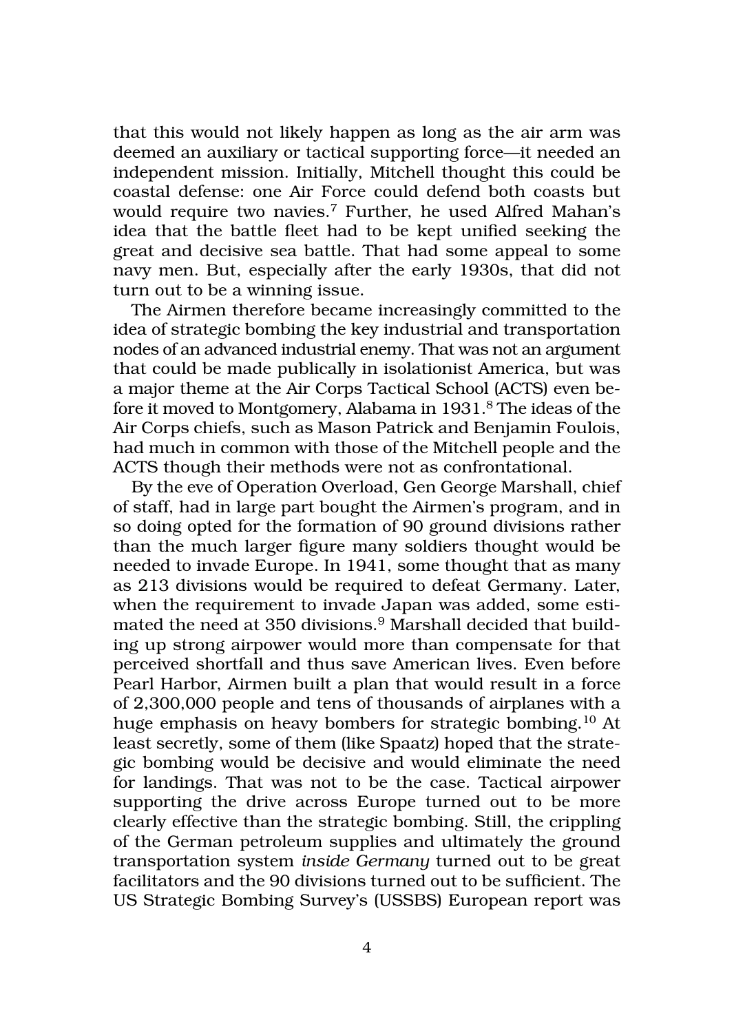that this would not likely happen as long as the air arm was deemed an auxiliary or tactical supporting force—it needed an independent mission. Initially, Mitchell thought this could be coastal defense: one Air Force could defend both coasts but would require two navies.[7] Further, he used Alfred Mahan's idea that the battle fleet had to be kept unified seeking the great and decisive sea battle. That had some appeal to some navy men. But, especially after the early 1930s, that did not turn out to be a winning issue.

The Airmen therefore became increasingly committed to the idea of strategic bombing the key industrial and transportation nodes of an advanced industrial enemy. That was not an argument that could be made publically in isolationist America, but was a major theme at the Air Corps Tactical School (ACTS) even before it moved to Montgomery, Alabama in 1931.[8] The ideas of the Air Corps chiefs, such as Mason Patrick and Benjamin Foulois, had much in common with those of the Mitchell people and the ACTS though their methods were not as confrontational.

By the eve of Operation Overload, Gen George Marshall, chief of staff, had in large part bought the Airmen's program, and in so doing opted for the formation of 90 ground divisions rather than the much larger figure many soldiers thought would be needed to invade Europe. In 1941, some thought that as many as 213 divisions would be required to defeat Germany. Later, when the requirement to invade Japan was added, some estimated the need at 350 divisions.[9] Marshall decided that building up strong airpower would more than compensate for that perceived shortfall and thus save American lives. Even before Pearl Harbor, Airmen built a plan that would result in a force of 2,300,000 people and tens of thousands of airplanes with a huge emphasis on heavy bombers for strategic bombing.[10] At least secretly, some of them (like Spaatz) hoped that the strategic bombing would be decisive and would eliminate the need for landings. That was not to be the case. Tactical airpower supporting the drive across Europe turned out to be more clearly effective than the strategic bombing. Still, the crippling of the German petroleum supplies and ultimately the ground transportation system *inside Germany* turned out to be great facilitators and the 90 divisions turned out to be sufficient. The US Strategic Bombing Survey's (USSBS) European report was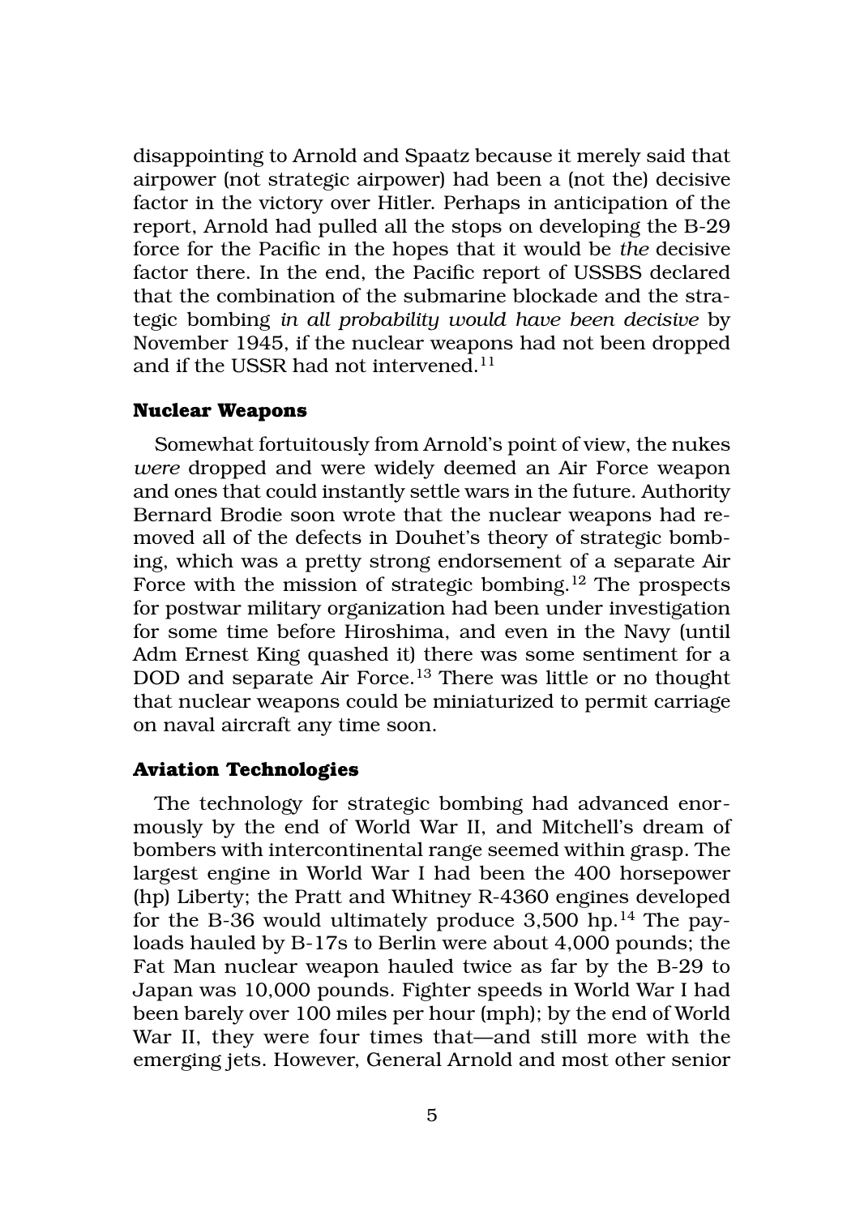disappointing to Arnold and Spaatz because it merely said that airpower (not strategic airpower) had been a (not the) decisive factor in the victory over Hitler. Perhaps in anticipation of the report, Arnold had pulled all the stops on developing the B-29 force for the Pacific in the hopes that it would be *the* decisive factor there. In the end, the Pacific report of USSBS declared that the combination of the submarine blockade and the strategic bombing *in all probability would have been decisive* by November 1945, if the nuclear weapons had not been dropped and if the USSR had not intervened.[11]

#### Nuclear Weapons

Somewhat fortuitously from Arnold's point of view, the nukes *were* dropped and were widely deemed an Air Force weapon and ones that could instantly settle wars in the future. Authority Bernard Brodie soon wrote that the nuclear weapons had removed all of the defects in Douhet's theory of strategic bombing, which was a pretty strong endorsement of a separate Air Force with the mission of strategic bombing.[12] The prospects for postwar military organization had been under investigation for some time before Hiroshima, and even in the Navy (until Adm Ernest King quashed it) there was some sentiment for a DOD and separate Air Force.[13] There was little or no thought that nuclear weapons could be miniaturized to permit carriage on naval aircraft any time soon.

#### Aviation Technologies

The technology for strategic bombing had advanced enormously by the end of World War II, and Mitchell's dream of bombers with intercontinental range seemed within grasp. The largest engine in World War I had been the 400 horsepower (hp) Liberty; the Pratt and Whitney R-4360 engines developed for the B-36 would ultimately produce 3,500 hp.[14] The payloads hauled by B-17s to Berlin were about 4,000 pounds; the Fat Man nuclear weapon hauled twice as far by the B-29 to Japan was 10,000 pounds. Fighter speeds in World War I had been barely over 100 miles per hour (mph); by the end of World War II, they were four times that—and still more with the emerging jets. However, General Arnold and most other senior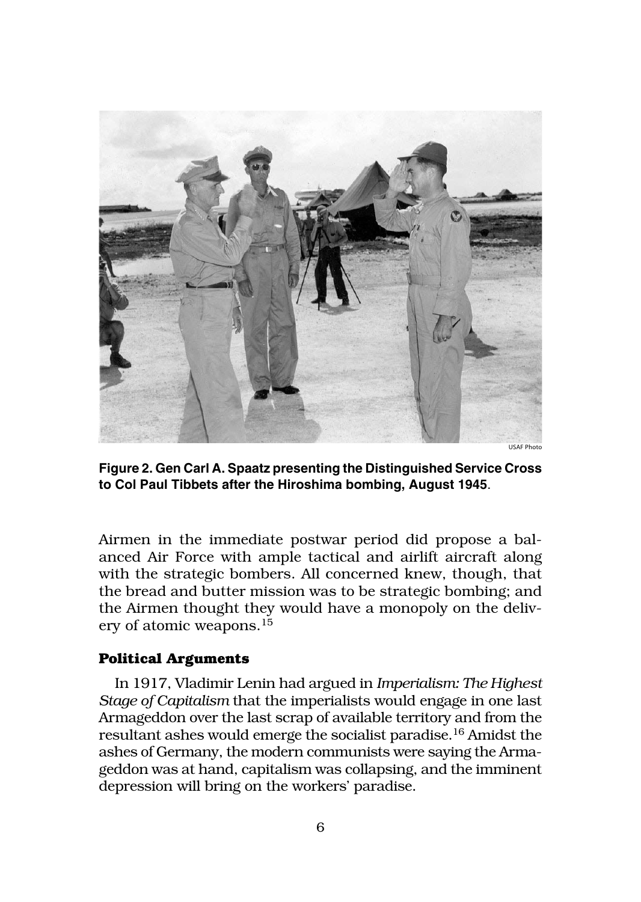USAF Photo

**Figure 2. Gen Carl A. Spaatz presenting the Distinguished Service Cross to Col Paul Tibbets after the Hiroshima bombing, August 1945**.

Airmen in the immediate postwar period did propose a balanced Air Force with ample tactical and airlift aircraft along with the strategic bombers. All concerned knew, though, that the bread and butter mission was to be strategic bombing; and the Airmen thought they would have a monopoly on the delivery of atomic weapons.[15]

## Political Arguments

In 1917, Vladimir Lenin had argued in *Imperialism: The Highest Stage of Capitalism* that the imperialists would engage in one last Armageddon over the last scrap of available territory and from the resultant ashes would emerge the socialist paradise.[16] Amidst the ashes of Germany, the modern communists were saying the Armageddon was at hand, capitalism was collapsing, and the imminent depression will bring on the workers' paradise.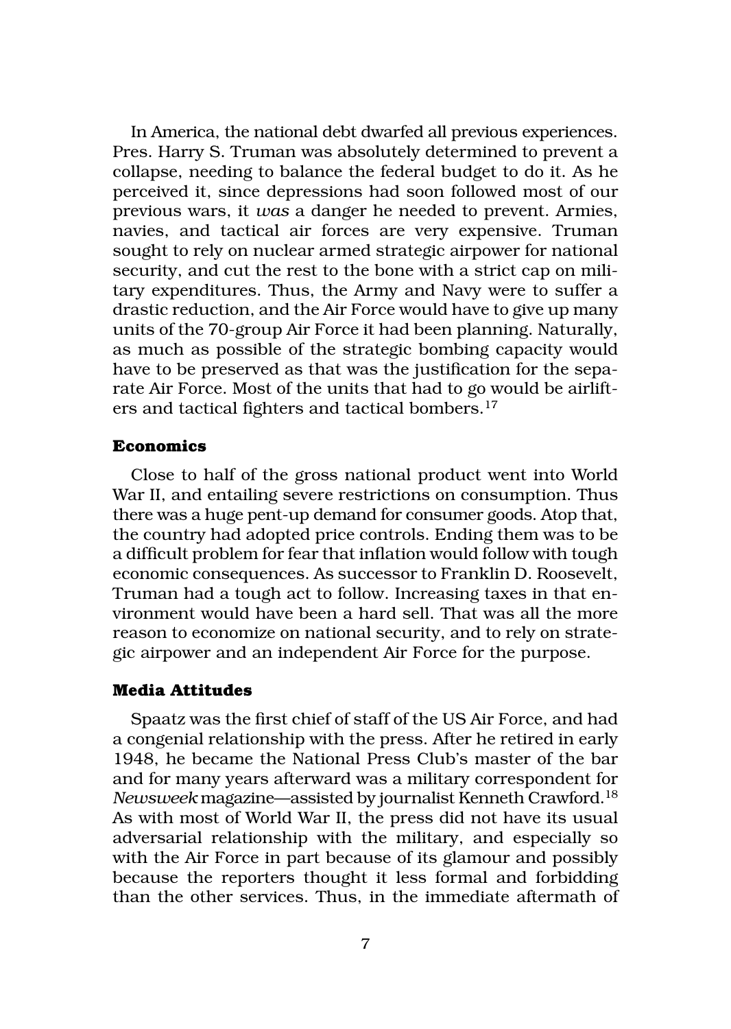In America, the national debt dwarfed all previous experiences. Pres. Harry S. Truman was absolutely determined to prevent a collapse, needing to balance the federal budget to do it. As he perceived it, since depressions had soon followed most of our previous wars, it *was* a danger he needed to prevent. Armies, navies, and tactical air forces are very expensive. Truman sought to rely on nuclear armed strategic airpower for national security, and cut the rest to the bone with a strict cap on military expenditures. Thus, the Army and Navy were to suffer a drastic reduction, and the Air Force would have to give up many units of the 70-group Air Force it had been planning. Naturally, as much as possible of the strategic bombing capacity would have to be preserved as that was the justification for the separate Air Force. Most of the units that had to go would be airlifters and tactical fighters and tactical bombers.[17]

### Economics

Close to half of the gross national product went into World War II, and entailing severe restrictions on consumption. Thus there was a huge pent-up demand for consumer goods. Atop that, the country had adopted price controls. Ending them was to be a difficult problem for fear that inflation would follow with tough economic consequences. As successor to Franklin D. Roosevelt, Truman had a tough act to follow. Increasing taxes in that environment would have been a hard sell. That was all the more reason to economize on national security, and to rely on strategic airpower and an independent Air Force for the purpose.

### Media Attitudes

Spaatz was the first chief of staff of the US Air Force, and had a congenial relationship with the press. After he retired in early 1948, he became the National Press Club's master of the bar and for many years afterward was a military correspondent for *Newsweek* magazine—assisted by journalist Kenneth Crawford.[18] As with most of World War II, the press did not have its usual adversarial relationship with the military, and especially so with the Air Force in part because of its glamour and possibly because the reporters thought it less formal and forbidding than the other services. Thus, in the immediate aftermath of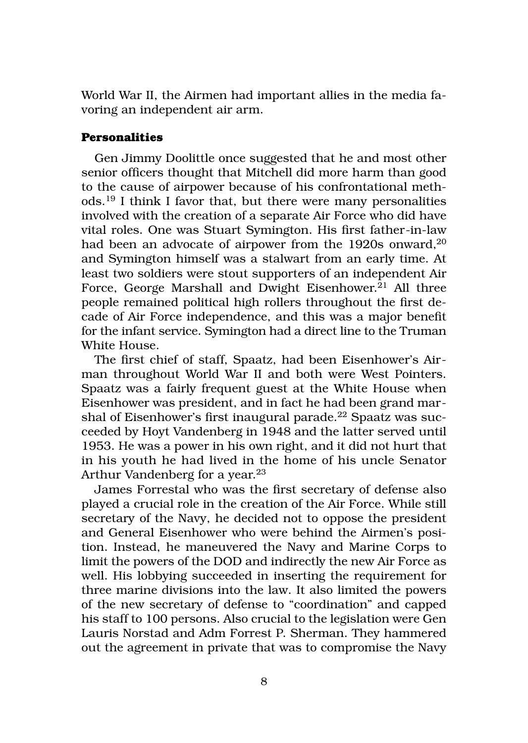World War II, the Airmen had important allies in the media favoring an independent air arm.

### Personalities

Gen Jimmy Doolittle once suggested that he and most other senior officers thought that Mitchell did more harm than good to the cause of airpower because of his confrontational methods.[19] I think I favor that, but there were many personalities involved with the creation of a separate Air Force who did have vital roles. One was Stuart Symington. His first father-in-law had been an advocate of airpower from the 1920s onward,[20] and Symington himself was a stalwart from an early time. At least two soldiers were stout supporters of an independent Air Force, George Marshall and Dwight Eisenhower.[21] All three people remained political high rollers throughout the first decade of Air Force independence, and this was a major benefit for the infant service. Symington had a direct line to the Truman White House.

The first chief of staff, Spaatz, had been Eisenhower's Airman throughout World War II and both were West Pointers. Spaatz was a fairly frequent guest at the White House when Eisenhower was president, and in fact he had been grand marshal of Eisenhower's first inaugural parade.[22] Spaatz was succeeded by Hoyt Vandenberg in 1948 and the latter served until 1953. He was a power in his own right, and it did not hurt that in his youth he had lived in the home of his uncle Senator Arthur Vandenberg for a year.[23]

James Forrestal who was the first secretary of defense also played a crucial role in the creation of the Air Force. While still secretary of the Navy, he decided not to oppose the president and General Eisenhower who were behind the Airmen's position. Instead, he maneuvered the Navy and Marine Corps to limit the powers of the DOD and indirectly the new Air Force as well. His lobbying succeeded in inserting the requirement for three marine divisions into the law. It also limited the powers of the new secretary of defense to "coordination" and capped his staff to 100 persons. Also crucial to the legislation were Gen Lauris Norstad and Adm Forrest P. Sherman. They hammered out the agreement in private that was to compromise the Navy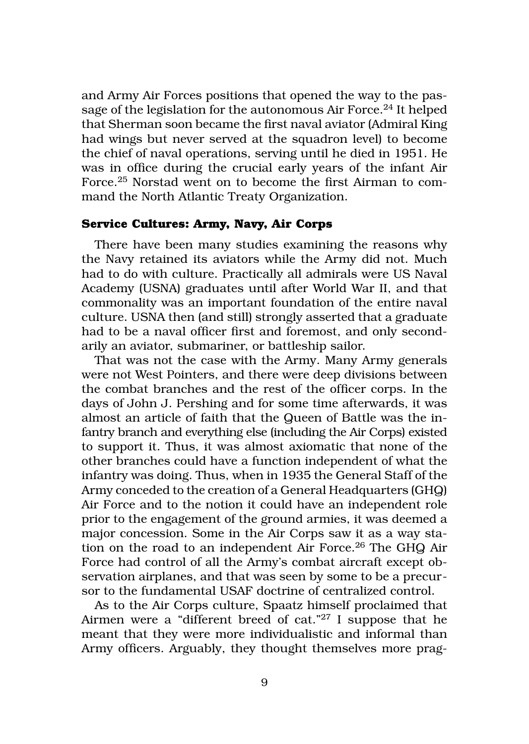and Army Air Forces positions that opened the way to the passage of the legislation for the autonomous Air Force.[24] It helped that Sherman soon became the first naval aviator (Admiral King had wings but never served at the squadron level) to become the chief of naval operations, serving until he died in 1951. He was in office during the crucial early years of the infant Air Force.[25] Norstad went on to become the first Airman to command the North Atlantic Treaty Organization.

### Service Cultures: Army, Navy, Air Corps

There have been many studies examining the reasons why the Navy retained its aviators while the Army did not. Much had to do with culture. Practically all admirals were US Naval Academy (USNA) graduates until after World War II, and that commonality was an important foundation of the entire naval culture. USNA then (and still) strongly asserted that a graduate had to be a naval officer first and foremost, and only secondarily an aviator, submariner, or battleship sailor.

That was not the case with the Army. Many Army generals were not West Pointers, and there were deep divisions between the combat branches and the rest of the officer corps. In the days of John J. Pershing and for some time afterwards, it was almost an article of faith that the Queen of Battle was the infantry branch and everything else (including the Air Corps) existed to support it. Thus, it was almost axiomatic that none of the other branches could have a function independent of what the infantry was doing. Thus, when in 1935 the General Staff of the Army conceded to the creation of a General Headquarters (GHQ) Air Force and to the notion it could have an independent role prior to the engagement of the ground armies, it was deemed a major concession. Some in the Air Corps saw it as a way station on the road to an independent Air Force.[26] The GHQ Air Force had control of all the Army's combat aircraft except observation airplanes, and that was seen by some to be a precursor to the fundamental USAF doctrine of centralized control.

As to the Air Corps culture, Spaatz himself proclaimed that Airmen were a "different breed of cat."[27] I suppose that he meant that they were more individualistic and informal than Army officers. Arguably, they thought themselves more prag-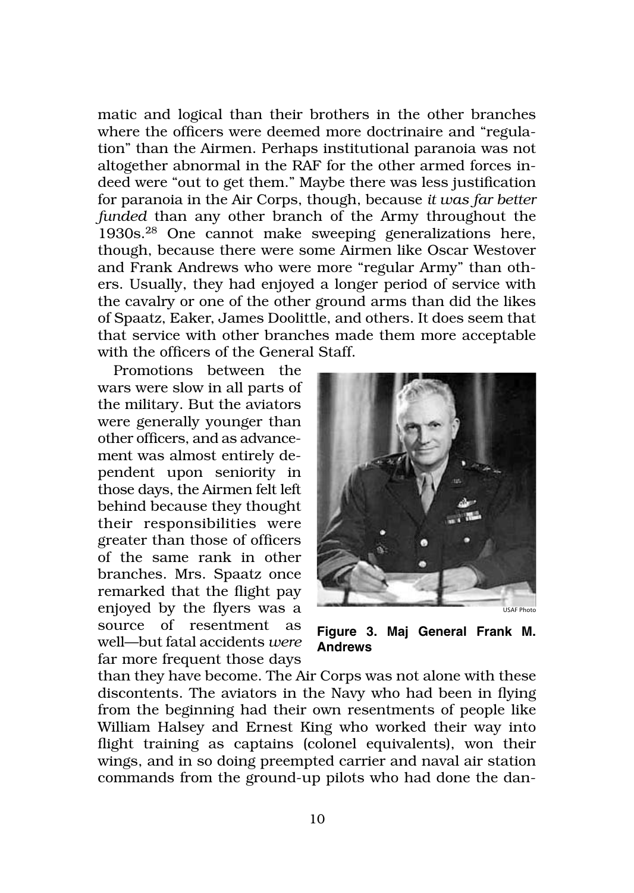matic and logical than their brothers in the other branches where the officers were deemed more doctrinaire and "regulation" than the Airmen. Perhaps institutional paranoia was not altogether abnormal in the RAF for the other armed forces indeed were "out to get them." Maybe there was less justification for paranoia in the Air Corps, though, because *it was far better funded* than any other branch of the Army throughout the 1930s.[28] One cannot make sweeping generalizations here, though, because there were some Airmen like Oscar Westover and Frank Andrews who were more "regular Army" than others. Usually, they had enjoyed a longer period of service with the cavalry or one of the other ground arms than did the likes of Spaatz, Eaker, James Doolittle, and others. It does seem that that service with other branches made them more acceptable with the officers of the General Staff.

Promotions between the wars were slow in all parts of the military. But the aviators were generally younger than other officers, and as advancement was almost entirely dependent upon seniority in those days, the Airmen felt left behind because they thought their responsibilities were greater than those of officers of the same rank in other branches. Mrs. Spaatz once remarked that the flight pay enjoyed by the flyers was a source of resentment as well—but fatal accidents *were* far more frequent those days than they have become. The Air Corps was not alone with these discontents. The aviators in the Navy who had been in flying from the beginning had their own resentments of people like William Halsey and Ernest King who worked their way into flight training as captains (colonel equivalents), won their wings, and in so doing preempted carrier and naval air station commands from the ground-up pilots who had done the dan-

USAF Photo

**Figure 3. Maj General Frank M. Andrews**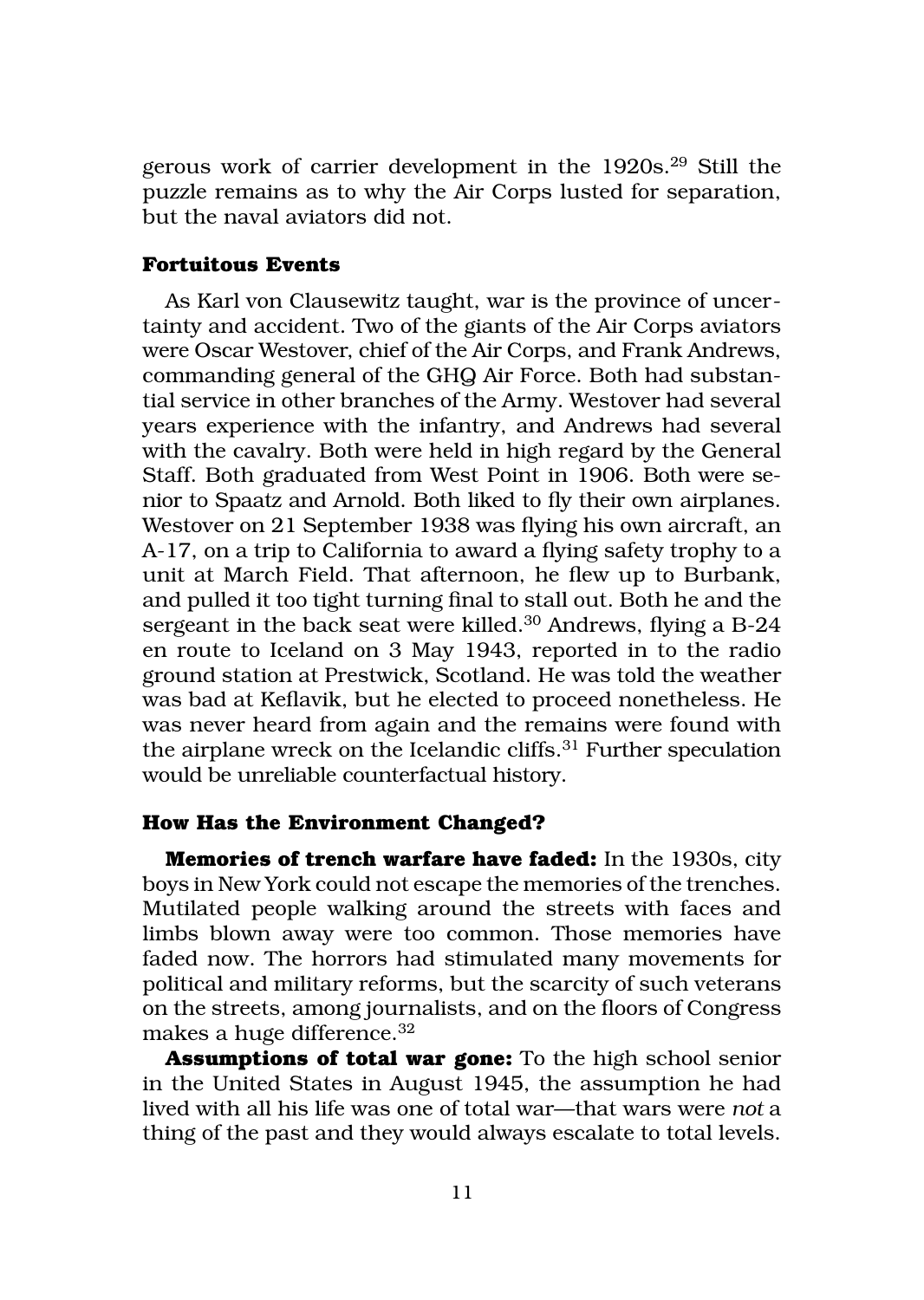gerous work of carrier development in the 1920s.[29] Still the puzzle remains as to why the Air Corps lusted for separation, but the naval aviators did not.

### Fortuitous Events

As Karl von Clausewitz taught, war is the province of uncertainty and accident. Two of the giants of the Air Corps aviators were Oscar Westover, chief of the Air Corps, and Frank Andrews, commanding general of the GHQ Air Force. Both had substantial service in other branches of the Army. Westover had several years experience with the infantry, and Andrews had several with the cavalry. Both were held in high regard by the General Staff. Both graduated from West Point in 1906. Both were senior to Spaatz and Arnold. Both liked to fly their own airplanes. Westover on 21 September 1938 was flying his own aircraft, an A-17, on a trip to California to award a flying safety trophy to a unit at March Field. That afternoon, he flew up to Burbank, and pulled it too tight turning final to stall out. Both he and the sergeant in the back seat were killed.[30] Andrews, flying a B-24 en route to Iceland on 3 May 1943, reported in to the radio ground station at Prestwick, Scotland. He was told the weather was bad at Keflavik, but he elected to proceed nonetheless. He was never heard from again and the remains were found with the airplane wreck on the Icelandic cliffs.[31] Further speculation would be unreliable counterfactual history.

### How Has the Environment Changed?

**Memories of trench warfare have faded:** In the 1930s, city boys in New York could not escape the memories of the trenches. Mutilated people walking around the streets with faces and limbs blown away were too common. Those memories have faded now. The horrors had stimulated many movements for political and military reforms, but the scarcity of such veterans on the streets, among journalists, and on the floors of Congress makes a huge difference.[32]

**Assumptions of total war gone:** To the high school senior in the United States in August 1945, the assumption he had lived with all his life was one of total war—that wars were *not* a thing of the past and they would always escalate to total levels.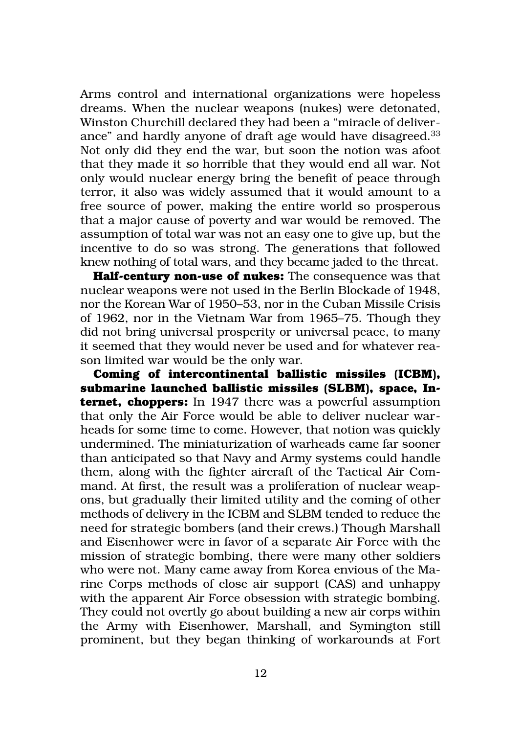Arms control and international organizations were hopeless dreams. When the nuclear weapons (nukes) were detonated, Winston Churchill declared they had been a "miracle of deliverance" and hardly anyone of draft age would have disagreed.[33] Not only did they end the war, but soon the notion was afoot that they made it *so* horrible that they would end all war. Not only would nuclear energy bring the benefit of peace through terror, it also was widely assumed that it would amount to a free source of power, making the entire world so prosperous that a major cause of poverty and war would be removed. The assumption of total war was not an easy one to give up, but the incentive to do so was strong. The generations that followed knew nothing of total wars, and they became jaded to the threat.

**Half-century non-use of nukes:** The consequence was that nuclear weapons were not used in the Berlin Blockade of 1948, nor the Korean War of 1950–53, nor in the Cuban Missile Crisis of 1962, nor in the Vietnam War from 1965–75. Though they did not bring universal prosperity or universal peace, to many it seemed that they would never be used and for whatever reason limited war would be the only war.

**Coming of intercontinental ballistic missiles (ICBM), submarine launched ballistic missiles (SLBM), space, Internet, choppers:** In 1947 there was a powerful assumption that only the Air Force would be able to deliver nuclear warheads for some time to come. However, that notion was quickly undermined. The miniaturization of warheads came far sooner than anticipated so that Navy and Army systems could handle them, along with the fighter aircraft of the Tactical Air Command. At first, the result was a proliferation of nuclear weapons, but gradually their limited utility and the coming of other methods of delivery in the ICBM and SLBM tended to reduce the need for strategic bombers (and their crews.) Though Marshall and Eisenhower were in favor of a separate Air Force with the mission of strategic bombing, there were many other soldiers who were not. Many came away from Korea envious of the Marine Corps methods of close air support (CAS) and unhappy with the apparent Air Force obsession with strategic bombing. They could not overtly go about building a new air corps within the Army with Eisenhower, Marshall, and Symington still prominent, but they began thinking of workarounds at Fort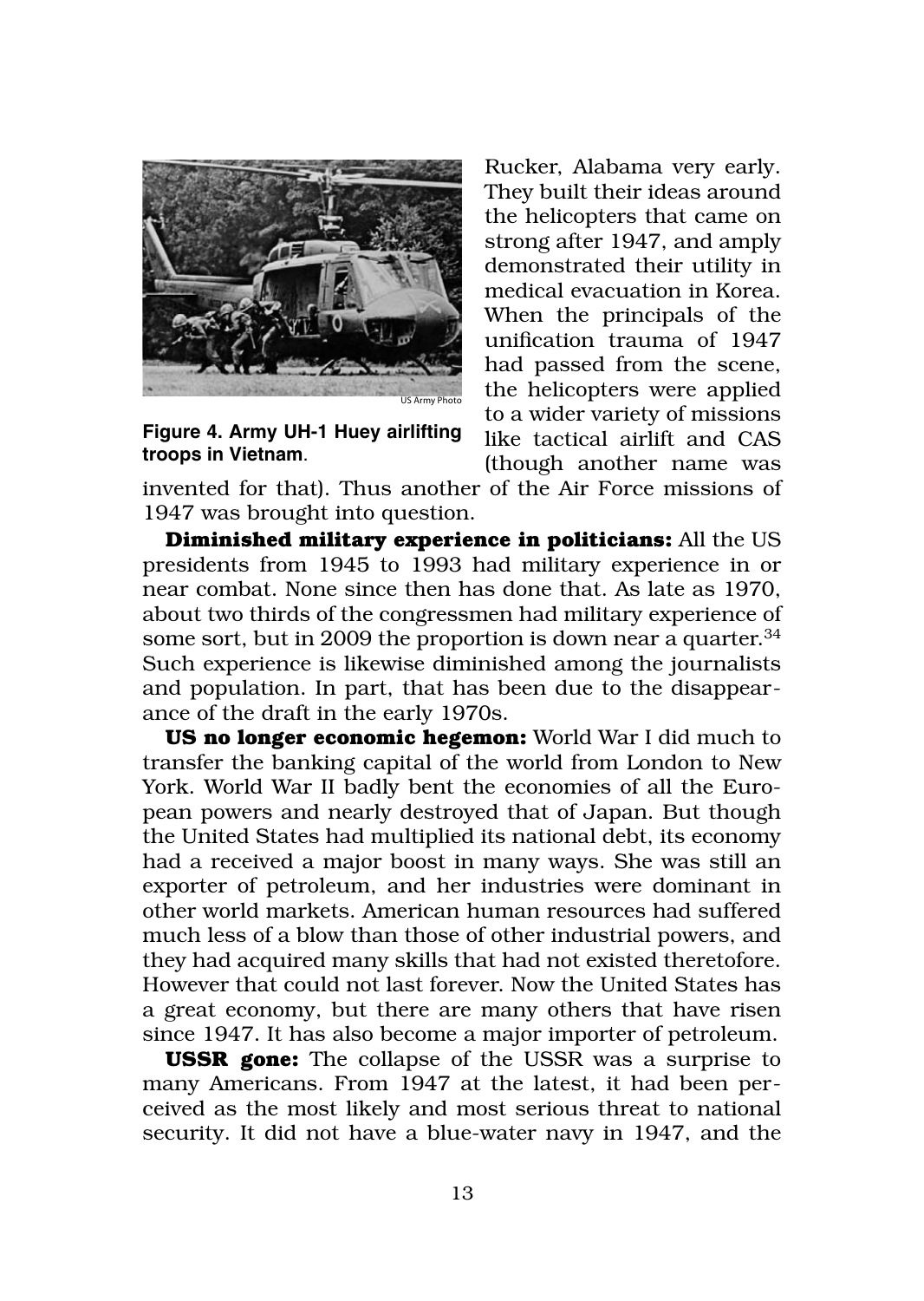Rucker, Alabama very early. They built their ideas around the helicopters that came on strong after 1947, and amply demonstrated their utility in medical evacuation in Korea. When the principals of the unification trauma of 1947 had passed from the scene, the helicopters were applied to a wider variety of missions like tactical airlift and CAS (though another name was invented for that). Thus another of the Air Force missions of 1947 was brought into question.

US Army Photo

**Figure 4. Army UH-1 Huey airlifting troops in Vietnam**.

**Diminished military experience in politicians:** All the US presidents from 1945 to 1993 had military experience in or near combat. None since then has done that. As late as 1970, about two thirds of the congressmen had military experience of some sort, but in 2009 the proportion is down near a quarter.[34] Such experience is likewise diminished among the journalists and population. In part, that has been due to the disappearance of the draft in the early 1970s.

**US no longer economic hegemon:** World War I did much to transfer the banking capital of the world from London to New York. World War II badly bent the economies of all the European powers and nearly destroyed that of Japan. But though the United States had multiplied its national debt, its economy had a received a major boost in many ways. She was still an exporter of petroleum, and her industries were dominant in other world markets. American human resources had suffered much less of a blow than those of other industrial powers, and they had acquired many skills that had not existed theretofore. However that could not last forever. Now the United States has a great economy, but there are many others that have risen since 1947. It has also become a major importer of petroleum.

**USSR gone:** The collapse of the USSR was a surprise to many Americans. From 1947 at the latest, it had been perceived as the most likely and most serious threat to national security. It did not have a blue-water navy in 1947, and the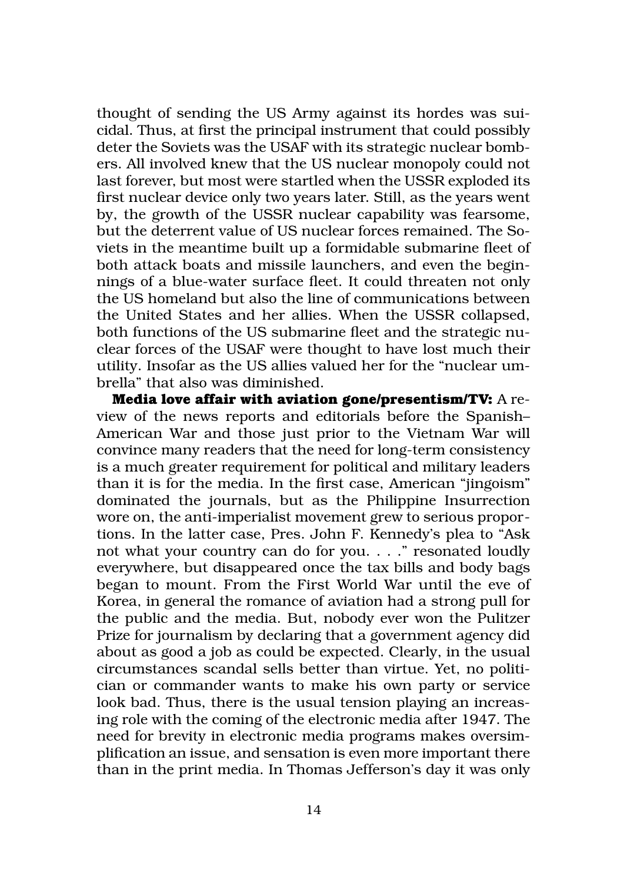thought of sending the US Army against its hordes was suicidal. Thus, at first the principal instrument that could possibly deter the Soviets was the USAF with its strategic nuclear bombers. All involved knew that the US nuclear monopoly could not last forever, but most were startled when the USSR exploded its first nuclear device only two years later. Still, as the years went by, the growth of the USSR nuclear capability was fearsome, but the deterrent value of US nuclear forces remained. The Soviets in the meantime built up a formidable submarine fleet of both attack boats and missile launchers, and even the beginnings of a blue-water surface fleet. It could threaten not only the US homeland but also the line of communications between the United States and her allies. When the USSR collapsed, both functions of the US submarine fleet and the strategic nuclear forces of the USAF were thought to have lost much their utility. Insofar as the US allies valued her for the "nuclear umbrella" that also was diminished.

**Media love affair with aviation gone/presentism/TV:** A review of the news reports and editorials before the Spanish–American War and those just prior to the Vietnam War will convince many readers that the need for long-term consistency is a much greater requirement for political and military leaders than it is for the media. In the first case, American "jingoism" dominated the journals, but as the Philippine Insurrection wore on, the anti-imperialist movement grew to serious proportions. In the latter case, Pres. John F. Kennedy's plea to "Ask not what your country can do for you. . . ." resonated loudly everywhere, but disappeared once the tax bills and body bags began to mount. From the First World War until the eve of Korea, in general the romance of aviation had a strong pull for the public and the media. But, nobody ever won the Pulitzer Prize for journalism by declaring that a government agency did about as good a job as could be expected. Clearly, in the usual circumstances scandal sells better than virtue. Yet, no politician or commander wants to make his own party or service look bad. Thus, there is the usual tension playing an increasing role with the coming of the electronic media after 1947. The need for brevity in electronic media programs makes oversimplification an issue, and sensation is even more important there than in the print media. In Thomas Jefferson's day it was only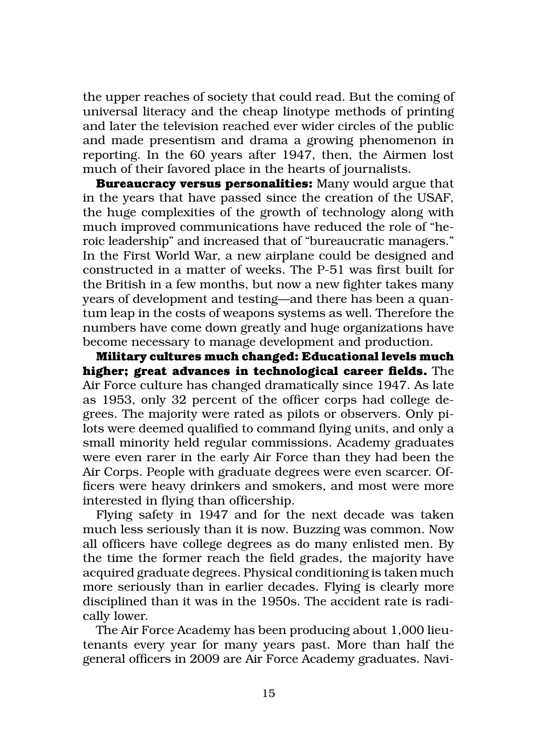the upper reaches of society that could read. But the coming of universal literacy and the cheap linotype methods of printing and later the television reached ever wider circles of the public and made presentism and drama a growing phenomenon in reporting. In the 60 years after 1947, then, the Airmen lost much of their favored place in the hearts of journalists.

**Bureaucracy versus personalities:** Many would argue that in the years that have passed since the creation of the USAF, the huge complexities of the growth of technology along with much improved communications have reduced the role of "heroic leadership" and increased that of "bureaucratic managers." In the First World War, a new airplane could be designed and constructed in a matter of weeks. The P-51 was first built for the British in a few months, but now a new fighter takes many years of development and testing—and there has been a quantum leap in the costs of weapons systems as well. Therefore the numbers have come down greatly and huge organizations have become necessary to manage development and production.

**Military cultures much changed: Educational levels much higher; great advances in technological career fields.** The Air Force culture has changed dramatically since 1947. As late as 1953, only 32 percent of the officer corps had college degrees. The majority were rated as pilots or observers. Only pilots were deemed qualified to command flying units, and only a small minority held regular commissions. Academy graduates were even rarer in the early Air Force than they had been the Air Corps. People with graduate degrees were even scarcer. Officers were heavy drinkers and smokers, and most were more interested in flying than officership.

Flying safety in 1947 and for the next decade was taken much less seriously than it is now. Buzzing was common. Now all officers have college degrees as do many enlisted men. By the time the former reach the field grades, the majority have acquired graduate degrees. Physical conditioning is taken much more seriously than in earlier decades. Flying is clearly more disciplined than it was in the 1950s. The accident rate is radically lower.

The Air Force Academy has been producing about 1,000 lieutenants every year for many years past. More than half the general officers in 2009 are Air Force Academy graduates. Navi-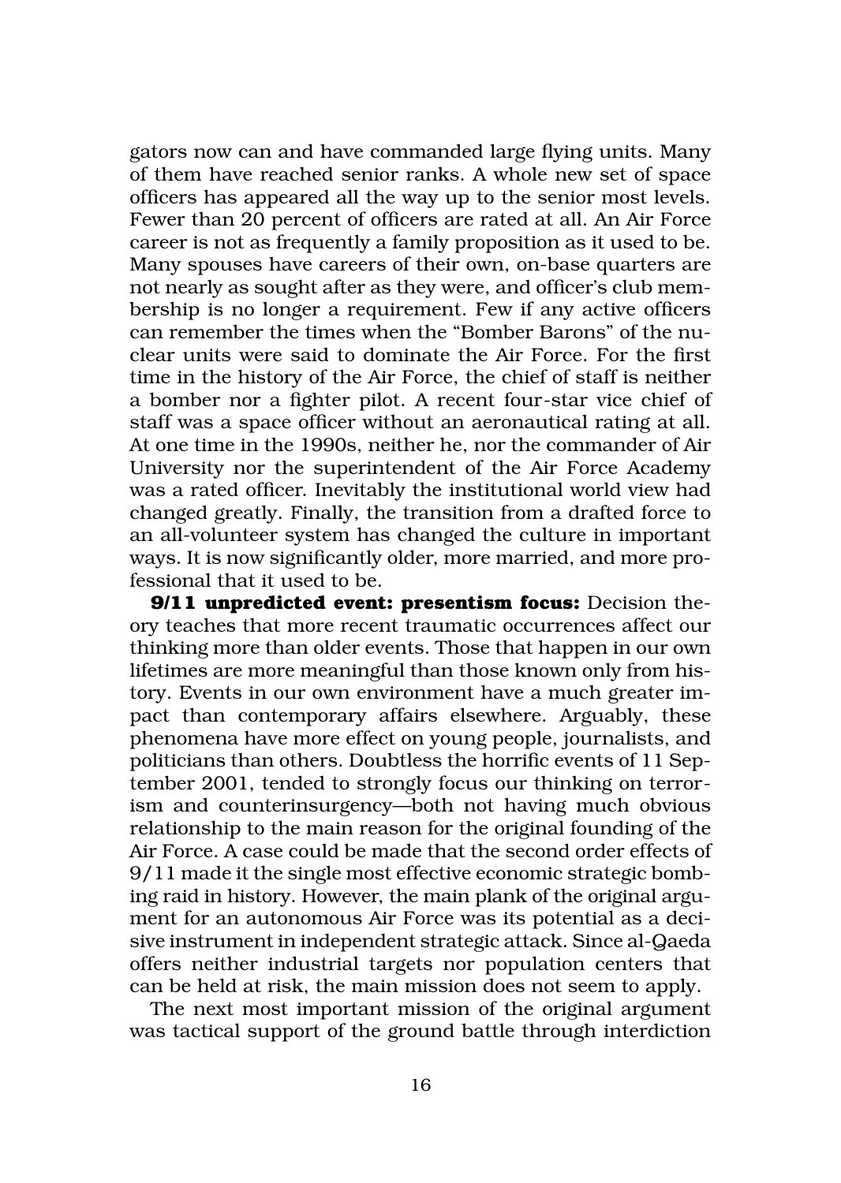gators now can and have commanded large flying units. Many of them have reached senior ranks. A whole new set of space officers has appeared all the way up to the senior most levels. Fewer than 20 percent of officers are rated at all. An Air Force career is not as frequently a family proposition as it used to be. Many spouses have careers of their own, on-base quarters are not nearly as sought after as they were, and officer's club membership is no longer a requirement. Few if any active officers can remember the times when the "Bomber Barons" of the nuclear units were said to dominate the Air Force. For the first time in the history of the Air Force, the chief of staff is neither a bomber nor a fighter pilot. A recent four-star vice chief of staff was a space officer without an aeronautical rating at all. At one time in the 1990s, neither he, nor the commander of Air University nor the superintendent of the Air Force Academy was a rated officer. Inevitably the institutional world view had changed greatly. Finally, the transition from a drafted force to an all-volunteer system has changed the culture in important ways. It is now significantly older, more married, and more professional that it used to be.

**9/11 unpredicted event: presentism focus:** Decision theory teaches that more recent traumatic occurrences affect our thinking more than older events. Those that happen in our own lifetimes are more meaningful than those known only from history. Events in our own environment have a much greater impact than contemporary affairs elsewhere. Arguably, these phenomena have more effect on young people, journalists, and politicians than others. Doubtless the horrific events of 11 September 2001, tended to strongly focus our thinking on terrorism and counterinsurgency—both not having much obvious relationship to the main reason for the original founding of the Air Force. A case could be made that the second order effects of 9/11 made it the single most effective economic strategic bombing raid in history. However, the main plank of the original argument for an autonomous Air Force was its potential as a decisive instrument in independent strategic attack. Since al-Qaeda offers neither industrial targets nor population centers that can be held at risk, the main mission does not seem to apply.

The next most important mission of the original argument was tactical support of the ground battle through interdiction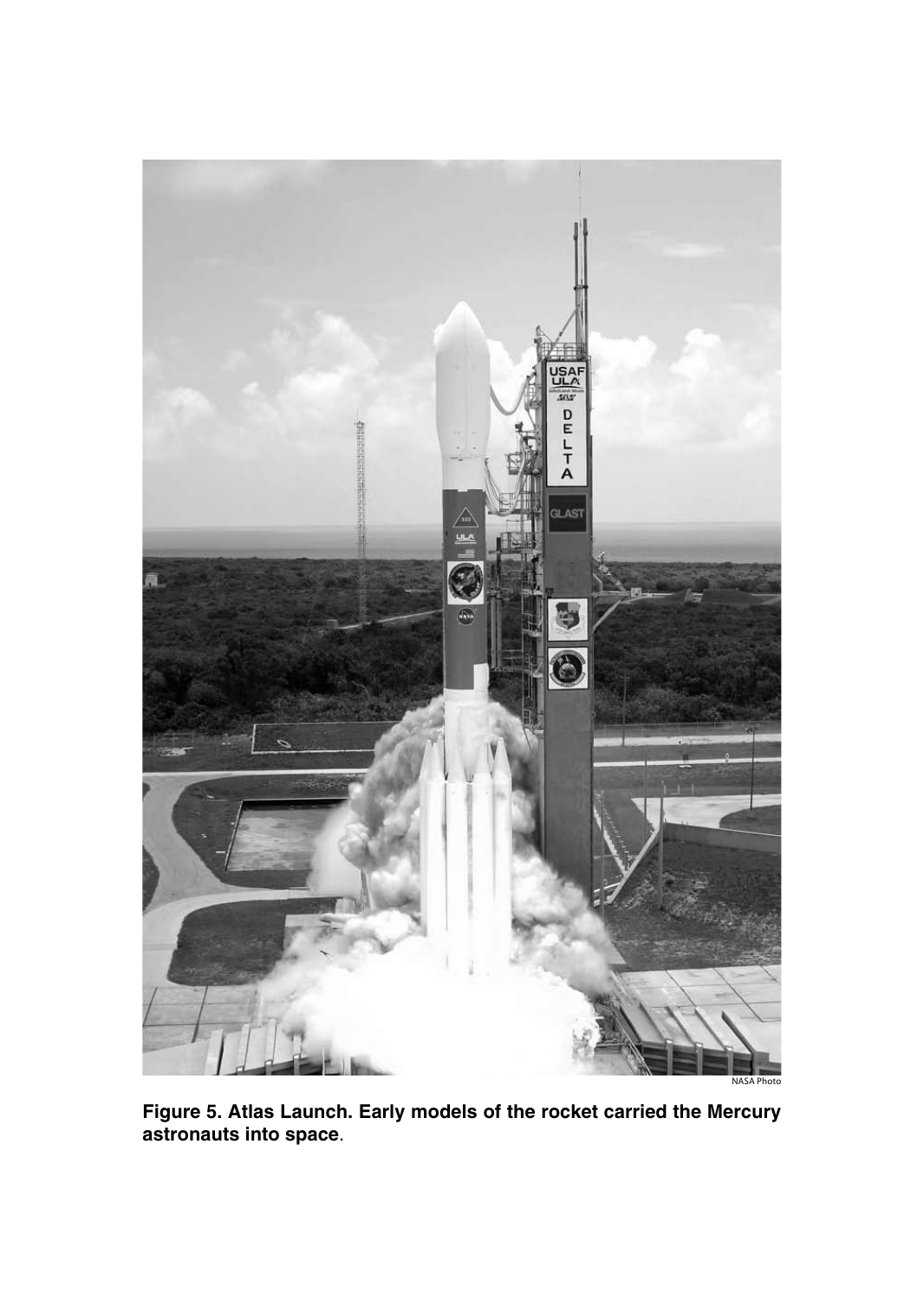NASA Photo

**Figure 5. Atlas Launch. Early models of the rocket carried the Mercury astronauts into space**.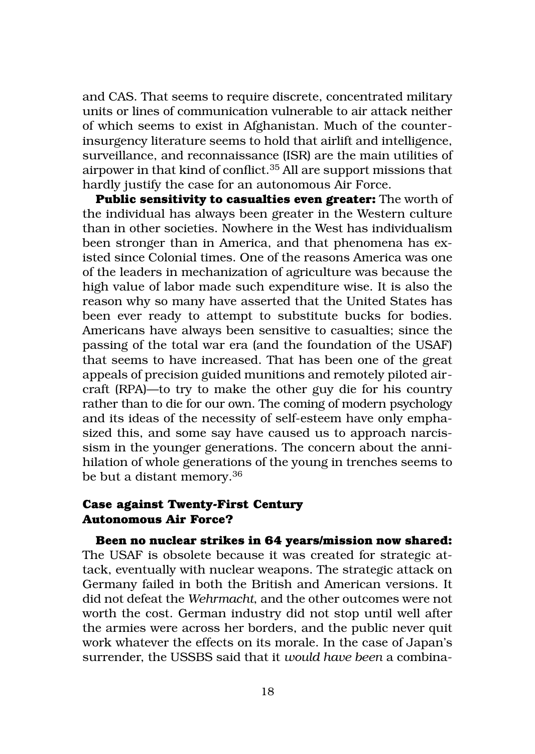and CAS. That seems to require discrete, concentrated military units or lines of communication vulnerable to air attack neither of which seems to exist in Afghanistan. Much of the counterinsurgency literature seems to hold that airlift and intelligence, surveillance, and reconnaissance (ISR) are the main utilities of airpower in that kind of conflict.[35] All are support missions that hardly justify the case for an autonomous Air Force.

**Public sensitivity to casualties even greater:** The worth of the individual has always been greater in the Western culture than in other societies. Nowhere in the West has individualism been stronger than in America, and that phenomena has existed since Colonial times. One of the reasons America was one of the leaders in mechanization of agriculture was because the high value of labor made such expenditure wise. It is also the reason why so many have asserted that the United States has been ever ready to attempt to substitute bucks for bodies. Americans have always been sensitive to casualties; since the passing of the total war era (and the foundation of the USAF) that seems to have increased. That has been one of the great appeals of precision guided munitions and remotely piloted aircraft (RPA)—to try to make the other guy die for his country rather than to die for our own. The coming of modern psychology and its ideas of the necessity of self-esteem have only emphasized this, and some say have caused us to approach narcissism in the younger generations. The concern about the annihilation of whole generations of the young in trenches seems to be but a distant memory.[36]

### Case against Twenty-First Century Autonomous Air Force?

**Been no nuclear strikes in 64 years/mission now shared:** The USAF is obsolete because it was created for strategic attack, eventually with nuclear weapons. The strategic attack on Germany failed in both the British and American versions. It did not defeat the *Wehrmacht*, and the other outcomes were not worth the cost. German industry did not stop until well after the armies were across her borders, and the public never quit work whatever the effects on its morale. In the case of Japan's surrender, the USSBS said that it *would have been* a combina-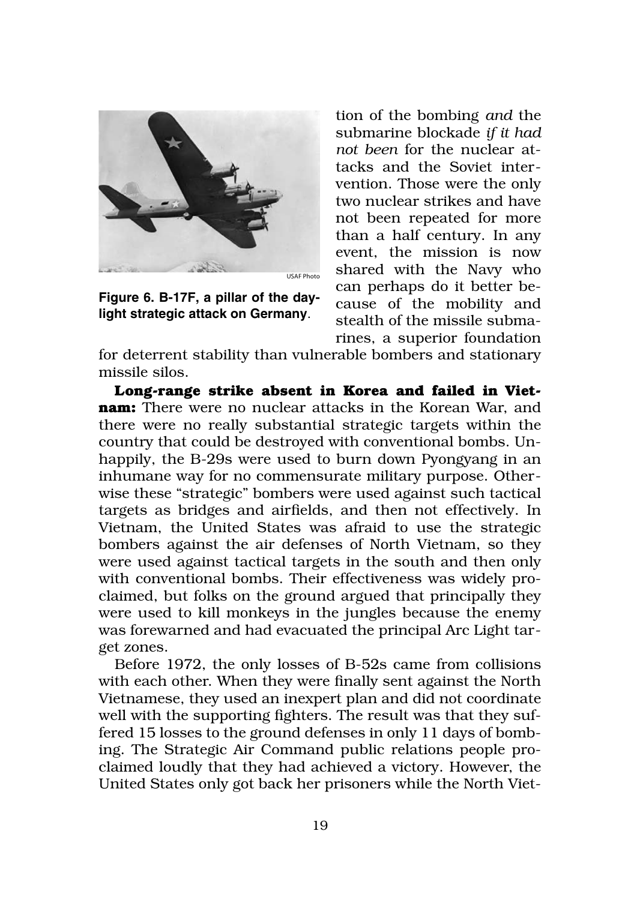Figure 6. B-17F, a pillar of the daylight strategic attack on Germany.

tion of the bombing *and* the submarine blockade *if it had not been* for the nuclear attacks and the Soviet intervention. Those were the only two nuclear strikes and have not been repeated for more than a half century. In any event, the mission is now shared with the Navy who can perhaps do it better because of the mobility and stealth of the missile submarines, a superior foundation for deterrent stability than vulnerable bombers and stationary missile silos.

**Long-range strike absent in Korea and failed in Vietnam:** There were no nuclear attacks in the Korean War, and there were no really substantial strategic targets within the country that could be destroyed with conventional bombs. Unhappily, the B-29s were used to burn down Pyongyang in an inhumane way for no commensurate military purpose. Otherwise these "strategic" bombers were used against such tactical targets as bridges and airfields, and then not effectively. In Vietnam, the United States was afraid to use the strategic bombers against the air defenses of North Vietnam, so they were used against tactical targets in the south and then only with conventional bombs. Their effectiveness was widely proclaimed, but folks on the ground argued that principally they were used to kill monkeys in the jungles because the enemy was forewarned and had evacuated the principal Arc Light target zones.

Before 1972, the only losses of B-52s came from collisions with each other. When they were finally sent against the North Vietnamese, they used an inexpert plan and did not coordinate well with the supporting fighters. The result was that they suffered 15 losses to the ground defenses in only 11 days of bombing. The Strategic Air Command public relations people proclaimed loudly that they had achieved a victory. However, the United States only got back her prisoners while the North Viet-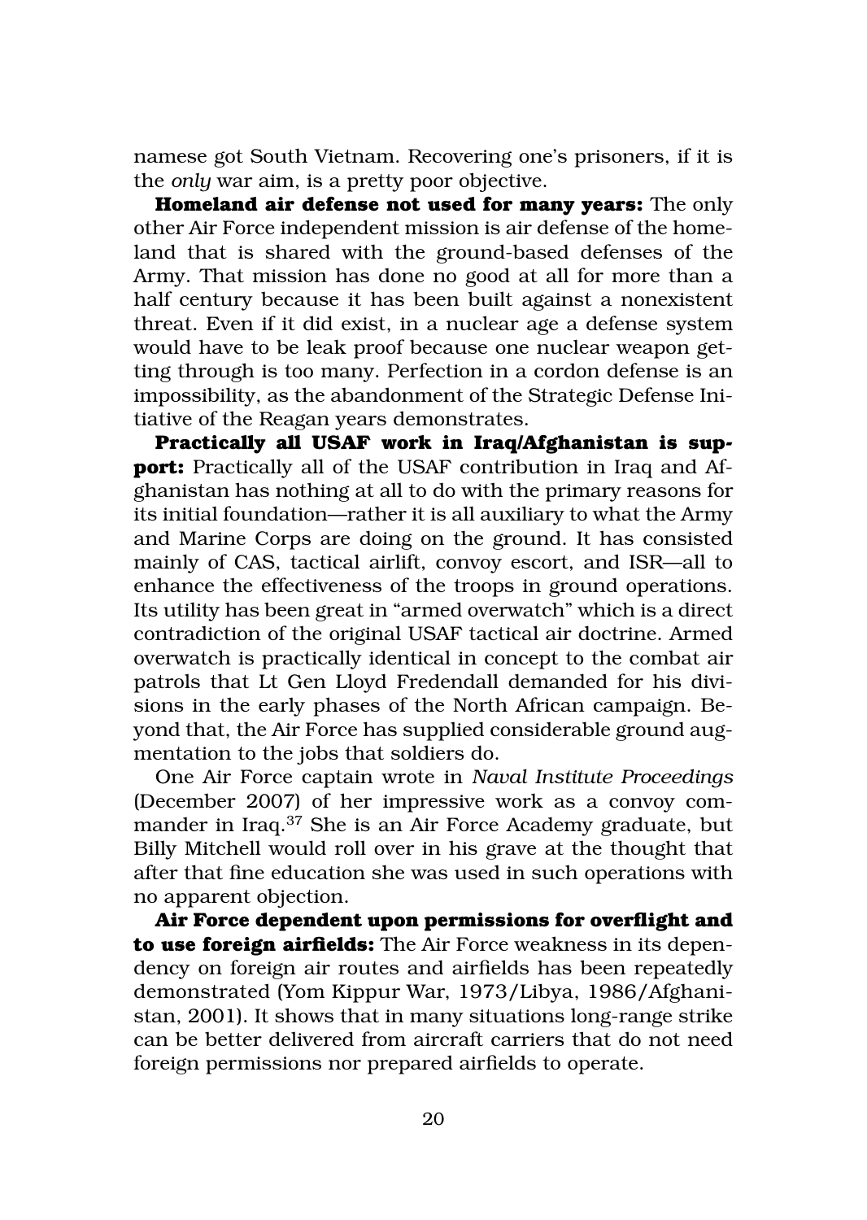namese got South Vietnam. Recovering one's prisoners, if it is the *only* war aim, is a pretty poor objective.

**Homeland air defense not used for many years:** The only other Air Force independent mission is air defense of the homeland that is shared with the ground-based defenses of the Army. That mission has done no good at all for more than a half century because it has been built against a nonexistent threat. Even if it did exist, in a nuclear age a defense system would have to be leak proof because one nuclear weapon getting through is too many. Perfection in a cordon defense is an impossibility, as the abandonment of the Strategic Defense Initiative of the Reagan years demonstrates.

**Practically all USAF work in Iraq/Afghanistan is support:** Practically all of the USAF contribution in Iraq and Afghanistan has nothing at all to do with the primary reasons for its initial foundation—rather it is all auxiliary to what the Army and Marine Corps are doing on the ground. It has consisted mainly of CAS, tactical airlift, convoy escort, and ISR—all to enhance the effectiveness of the troops in ground operations. Its utility has been great in "armed overwatch" which is a direct contradiction of the original USAF tactical air doctrine. Armed overwatch is practically identical in concept to the combat air patrols that Lt Gen Lloyd Fredendall demanded for his divisions in the early phases of the North African campaign. Beyond that, the Air Force has supplied considerable ground augmentation to the jobs that soldiers do.

One Air Force captain wrote in *Naval Institute Proceedings* (December 2007) of her impressive work as a convoy commander in Iraq.[37] She is an Air Force Academy graduate, but Billy Mitchell would roll over in his grave at the thought that after that fine education she was used in such operations with no apparent objection.

**Air Force dependent upon permissions for overflight and to use foreign airfields:** The Air Force weakness in its dependency on foreign air routes and airfields has been repeatedly demonstrated (Yom Kippur War, 1973/Libya, 1986/Afghanistan, 2001). It shows that in many situations long-range strike can be better delivered from aircraft carriers that do not need foreign permissions nor prepared airfields to operate.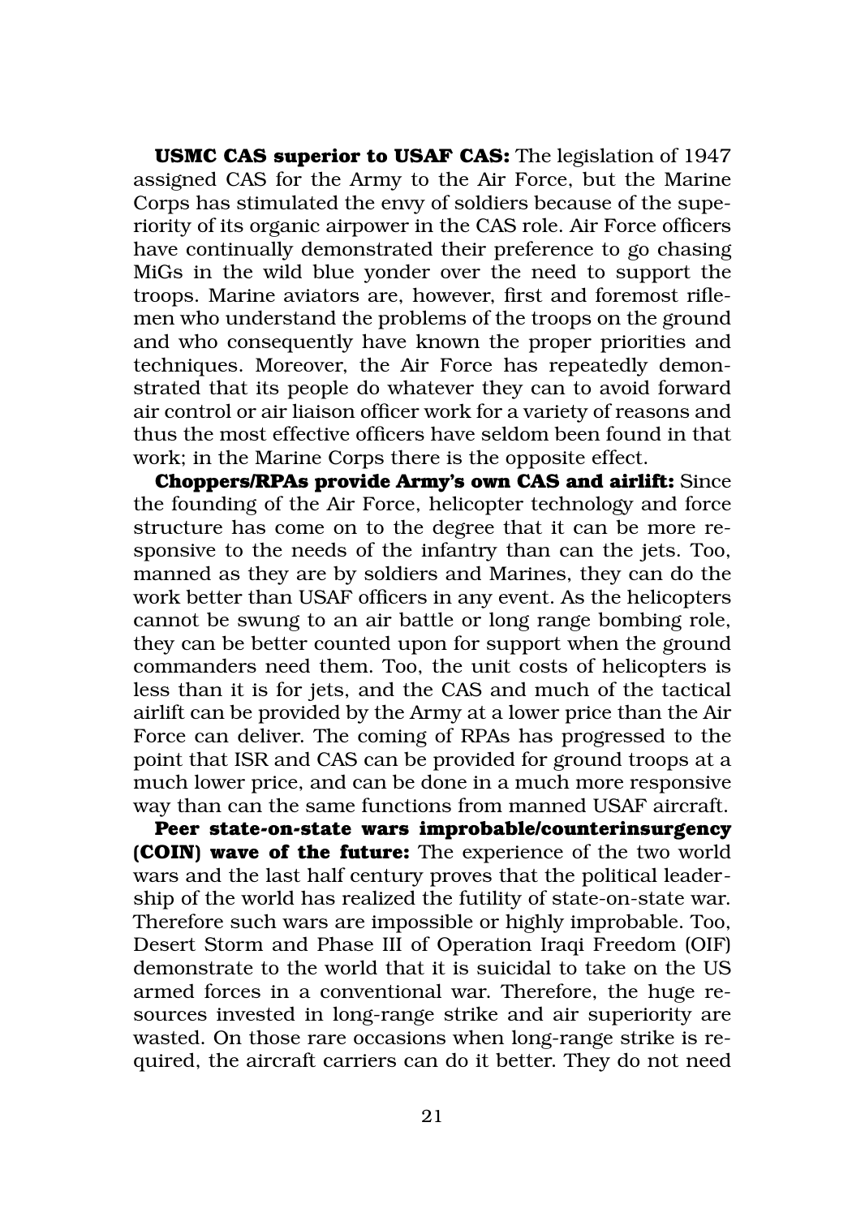**USMC CAS superior to USAF CAS:** The legislation of 1947 assigned CAS for the Army to the Air Force, but the Marine Corps has stimulated the envy of soldiers because of the superiority of its organic airpower in the CAS role. Air Force officers have continually demonstrated their preference to go chasing MiGs in the wild blue yonder over the need to support the troops. Marine aviators are, however, first and foremost riflemen who understand the problems of the troops on the ground and who consequently have known the proper priorities and techniques. Moreover, the Air Force has repeatedly demonstrated that its people do whatever they can to avoid forward air control or air liaison officer work for a variety of reasons and thus the most effective officers have seldom been found in that work; in the Marine Corps there is the opposite effect.

**Choppers/RPAs provide Army's own CAS and airlift:** Since the founding of the Air Force, helicopter technology and force structure has come on to the degree that it can be more responsive to the needs of the infantry than can the jets. Too, manned as they are by soldiers and Marines, they can do the work better than USAF officers in any event. As the helicopters cannot be swung to an air battle or long range bombing role, they can be better counted upon for support when the ground commanders need them. Too, the unit costs of helicopters is less than it is for jets, and the CAS and much of the tactical airlift can be provided by the Army at a lower price than the Air Force can deliver. The coming of RPAs has progressed to the point that ISR and CAS can be provided for ground troops at a much lower price, and can be done in a much more responsive way than can the same functions from manned USAF aircraft.

**Peer state-on-state wars improbable/counterinsurgency (COIN) wave of the future:** The experience of the two world wars and the last half century proves that the political leadership of the world has realized the futility of state-on-state war. Therefore such wars are impossible or highly improbable. Too, Desert Storm and Phase III of Operation Iraqi Freedom (OIF) demonstrate to the world that it is suicidal to take on the US armed forces in a conventional war. Therefore, the huge resources invested in long-range strike and air superiority are wasted. On those rare occasions when long-range strike is required, the aircraft carriers can do it better. They do not need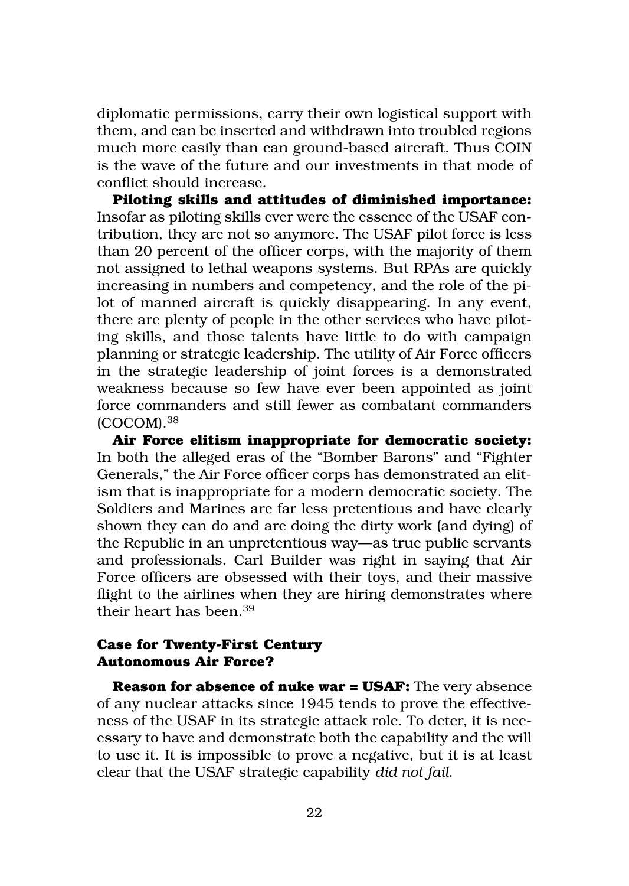diplomatic permissions, carry their own logistical support with them, and can be inserted and withdrawn into troubled regions much more easily than can ground-based aircraft. Thus COIN is the wave of the future and our investments in that mode of conflict should increase.

**Piloting skills and attitudes of diminished importance:** Insofar as piloting skills ever were the essence of the USAF contribution, they are not so anymore. The USAF pilot force is less than 20 percent of the officer corps, with the majority of them not assigned to lethal weapons systems. But RPAs are quickly increasing in numbers and competency, and the role of the pilot of manned aircraft is quickly disappearing. In any event, there are plenty of people in the other services who have piloting skills, and those talents have little to do with campaign planning or strategic leadership. The utility of Air Force officers in the strategic leadership of joint forces is a demonstrated weakness because so few have ever been appointed as joint force commanders and still fewer as combatant commanders (COCOM).[38]

**Air Force elitism inappropriate for democratic society:** In both the alleged eras of the "Bomber Barons" and "Fighter Generals," the Air Force officer corps has demonstrated an elitism that is inappropriate for a modern democratic society. The Soldiers and Marines are far less pretentious and have clearly shown they can do and are doing the dirty work (and dying) of the Republic in an unpretentious way—as true public servants and professionals. Carl Builder was right in saying that Air Force officers are obsessed with their toys, and their massive flight to the airlines when they are hiring demonstrates where their heart has been.[39]

### Case for Twenty-First Century Autonomous Air Force?

**Reason for absence of nuke war = USAF:** The very absence of any nuclear attacks since 1945 tends to prove the effectiveness of the USAF in its strategic attack role. To deter, it is necessary to have and demonstrate both the capability and the will to use it. It is impossible to prove a negative, but it is at least clear that the USAF strategic capability *did not fail*.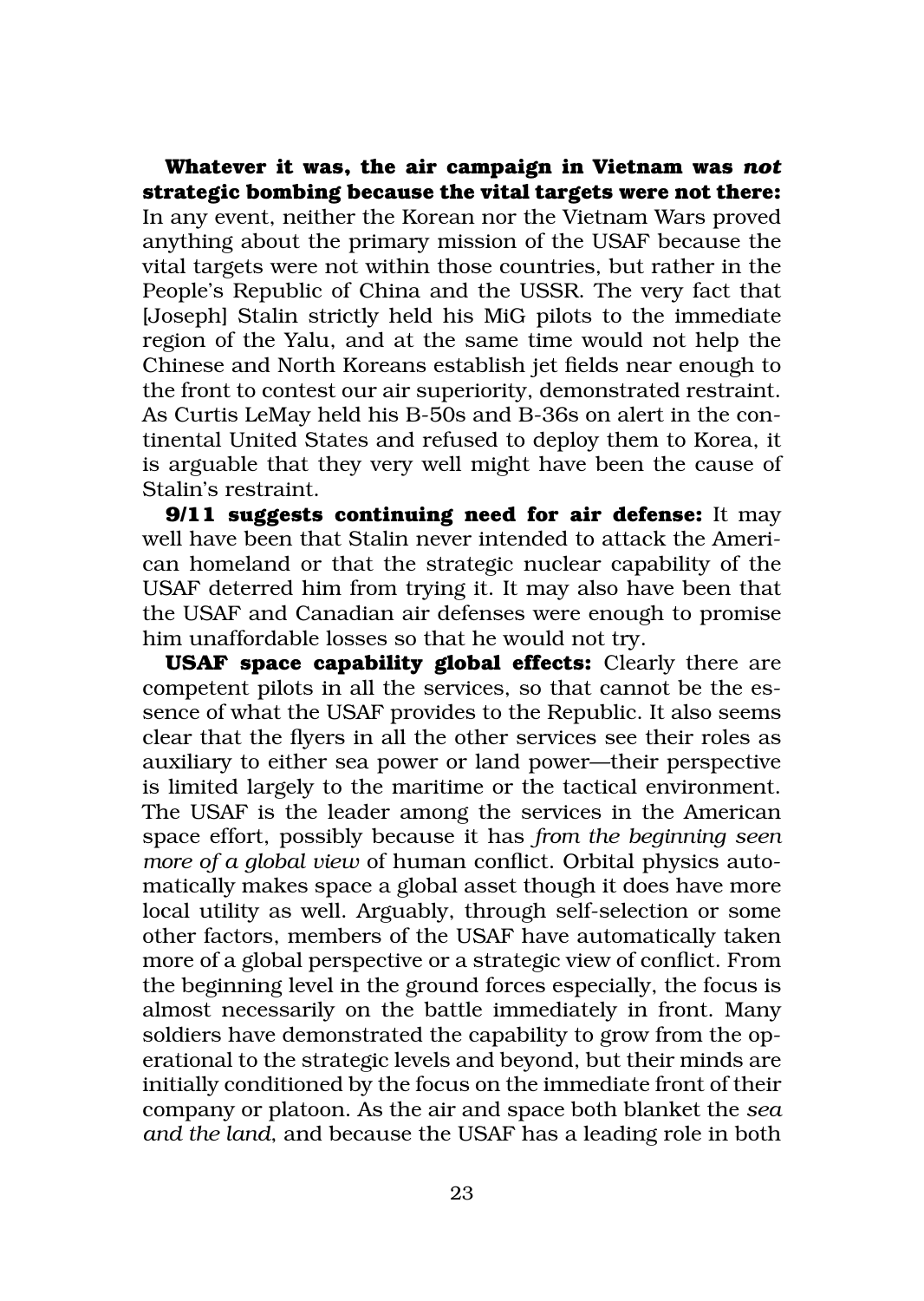**Whatever it was, the air campaign in Vietnam was *not* strategic bombing because the vital targets were not there:** In any event, neither the Korean nor the Vietnam Wars proved anything about the primary mission of the USAF because the vital targets were not within those countries, but rather in the People's Republic of China and the USSR. The very fact that [Joseph] Stalin strictly held his MiG pilots to the immediate region of the Yalu, and at the same time would not help the Chinese and North Koreans establish jet fields near enough to the front to contest our air superiority, demonstrated restraint. As Curtis LeMay held his B-50s and B-36s on alert in the continental United States and refused to deploy them to Korea, it is arguable that they very well might have been the cause of Stalin's restraint.

**9/11 suggests continuing need for air defense:** It may well have been that Stalin never intended to attack the American homeland or that the strategic nuclear capability of the USAF deterred him from trying it. It may also have been that the USAF and Canadian air defenses were enough to promise him unaffordable losses so that he would not try.

**USAF space capability global effects:** Clearly there are competent pilots in all the services, so that cannot be the essence of what the USAF provides to the Republic. It also seems clear that the flyers in all the other services see their roles as auxiliary to either sea power or land power—their perspective is limited largely to the maritime or the tactical environment. The USAF is the leader among the services in the American space effort, possibly because it has *from the beginning seen more of a global view* of human conflict. Orbital physics automatically makes space a global asset though it does have more local utility as well. Arguably, through self-selection or some other factors, members of the USAF have automatically taken more of a global perspective or a strategic view of conflict. From the beginning level in the ground forces especially, the focus is almost necessarily on the battle immediately in front. Many soldiers have demonstrated the capability to grow from the operational to the strategic levels and beyond, but their minds are initially conditioned by the focus on the immediate front of their company or platoon. As the air and space both blanket the *sea and the land*, and because the USAF has a leading role in both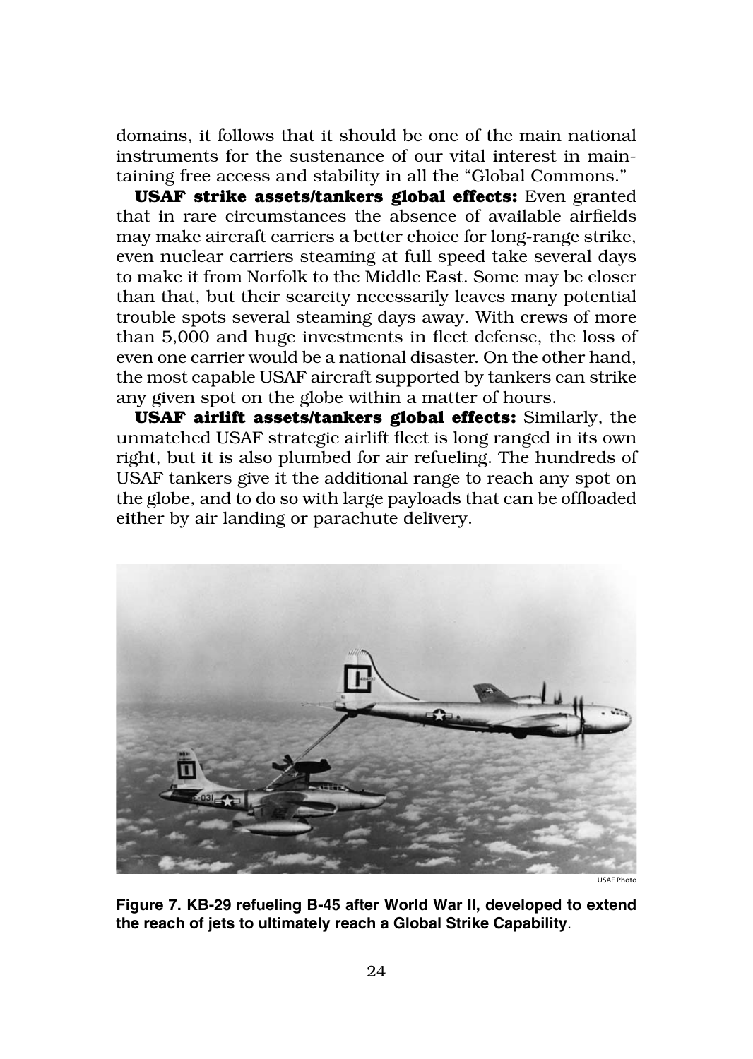domains, it follows that it should be one of the main national instruments for the sustenance of our vital interest in maintaining free access and stability in all the "Global Commons."

**USAF strike assets/tankers global effects:** Even granted that in rare circumstances the absence of available airfields may make aircraft carriers a better choice for long-range strike, even nuclear carriers steaming at full speed take several days to make it from Norfolk to the Middle East. Some may be closer than that, but their scarcity necessarily leaves many potential trouble spots several steaming days away. With crews of more than 5,000 and huge investments in fleet defense, the loss of even one carrier would be a national disaster. On the other hand, the most capable USAF aircraft supported by tankers can strike any given spot on the globe within a matter of hours.

**USAF airlift assets/tankers global effects:** Similarly, the unmatched USAF strategic airlift fleet is long ranged in its own right, but it is also plumbed for air refueling. The hundreds of USAF tankers give it the additional range to reach any spot on the globe, and to do so with large payloads that can be offloaded either by air landing or parachute delivery.

USAF Photo

**Figure 7. KB-29 refueling B-45 after World War II, developed to extend the reach of jets to ultimately reach a Global Strike Capability**.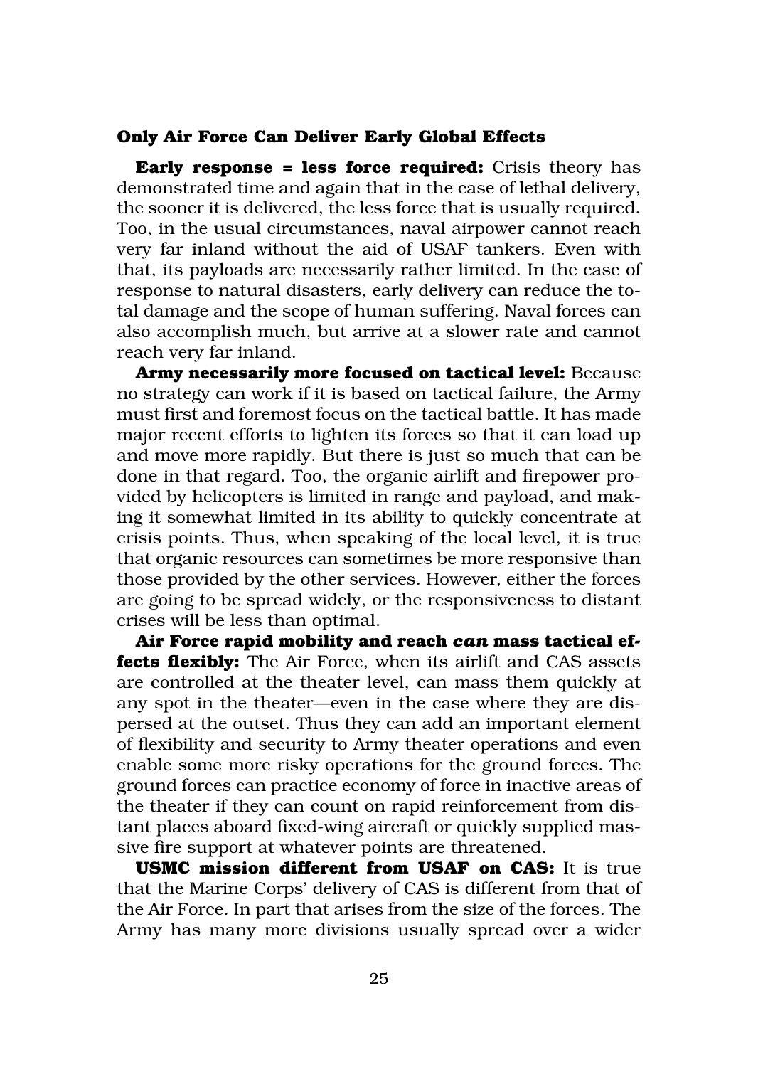### Only Air Force Can Deliver Early Global Effects

**Early response = less force required:** Crisis theory has demonstrated time and again that in the case of lethal delivery, the sooner it is delivered, the less force that is usually required. Too, in the usual circumstances, naval airpower cannot reach very far inland without the aid of USAF tankers. Even with that, its payloads are necessarily rather limited. In the case of response to natural disasters, early delivery can reduce the total damage and the scope of human suffering. Naval forces can also accomplish much, but arrive at a slower rate and cannot reach very far inland.

**Army necessarily more focused on tactical level:** Because no strategy can work if it is based on tactical failure, the Army must first and foremost focus on the tactical battle. It has made major recent efforts to lighten its forces so that it can load up and move more rapidly. But there is just so much that can be done in that regard. Too, the organic airlift and firepower provided by helicopters is limited in range and payload, and making it somewhat limited in its ability to quickly concentrate at crisis points. Thus, when speaking of the local level, it is true that organic resources can sometimes be more responsive than those provided by the other services. However, either the forces are going to be spread widely, or the responsiveness to distant crises will be less than optimal.

**Air Force rapid mobility and reach *can* mass tactical effects flexibly:** The Air Force, when its airlift and CAS assets are controlled at the theater level, can mass them quickly at any spot in the theater—even in the case where they are dispersed at the outset. Thus they can add an important element of flexibility and security to Army theater operations and even enable some more risky operations for the ground forces. The ground forces can practice economy of force in inactive areas of the theater if they can count on rapid reinforcement from distant places aboard fixed-wing aircraft or quickly supplied massive fire support at whatever points are threatened.

**USMC mission different from USAF on CAS:** It is true that the Marine Corps' delivery of CAS is different from that of the Air Force. In part that arises from the size of the forces. The Army has many more divisions usually spread over a wider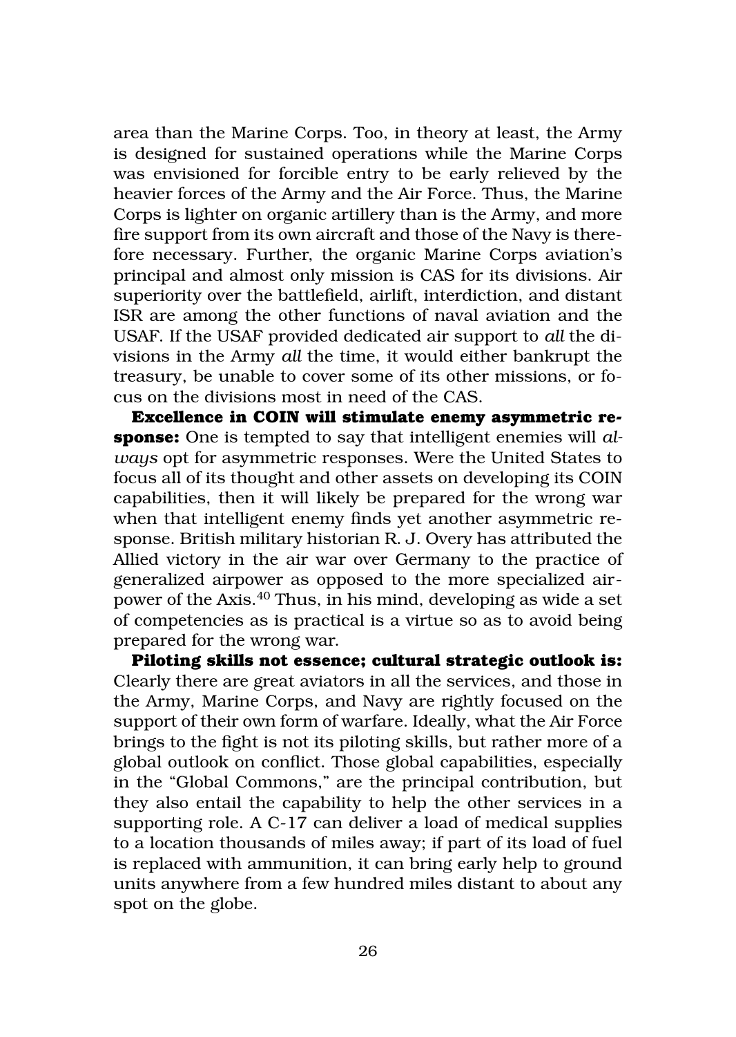area than the Marine Corps. Too, in theory at least, the Army is designed for sustained operations while the Marine Corps was envisioned for forcible entry to be early relieved by the heavier forces of the Army and the Air Force. Thus, the Marine Corps is lighter on organic artillery than is the Army, and more fire support from its own aircraft and those of the Navy is therefore necessary. Further, the organic Marine Corps aviation's principal and almost only mission is CAS for its divisions. Air superiority over the battlefield, airlift, interdiction, and distant ISR are among the other functions of naval aviation and the USAF. If the USAF provided dedicated air support to *all* the divisions in the Army *all* the time, it would either bankrupt the treasury, be unable to cover some of its other missions, or focus on the divisions most in need of the CAS.

**Excellence in COIN will stimulate enemy asymmetric response:** One is tempted to say that intelligent enemies will *always* opt for asymmetric responses. Were the United States to focus all of its thought and other assets on developing its COIN capabilities, then it will likely be prepared for the wrong war when that intelligent enemy finds yet another asymmetric response. British military historian R. J. Overy has attributed the Allied victory in the air war over Germany to the practice of generalized airpower as opposed to the more specialized airpower of the Axis.[40] Thus, in his mind, developing as wide a set of competencies as is practical is a virtue so as to avoid being prepared for the wrong war.

**Piloting skills not essence; cultural strategic outlook is:** Clearly there are great aviators in all the services, and those in the Army, Marine Corps, and Navy are rightly focused on the support of their own form of warfare. Ideally, what the Air Force brings to the fight is not its piloting skills, but rather more of a global outlook on conflict. Those global capabilities, especially in the "Global Commons," are the principal contribution, but they also entail the capability to help the other services in a supporting role. A C-17 can deliver a load of medical supplies to a location thousands of miles away; if part of its load of fuel is replaced with ammunition, it can bring early help to ground units anywhere from a few hundred miles distant to about any spot on the globe.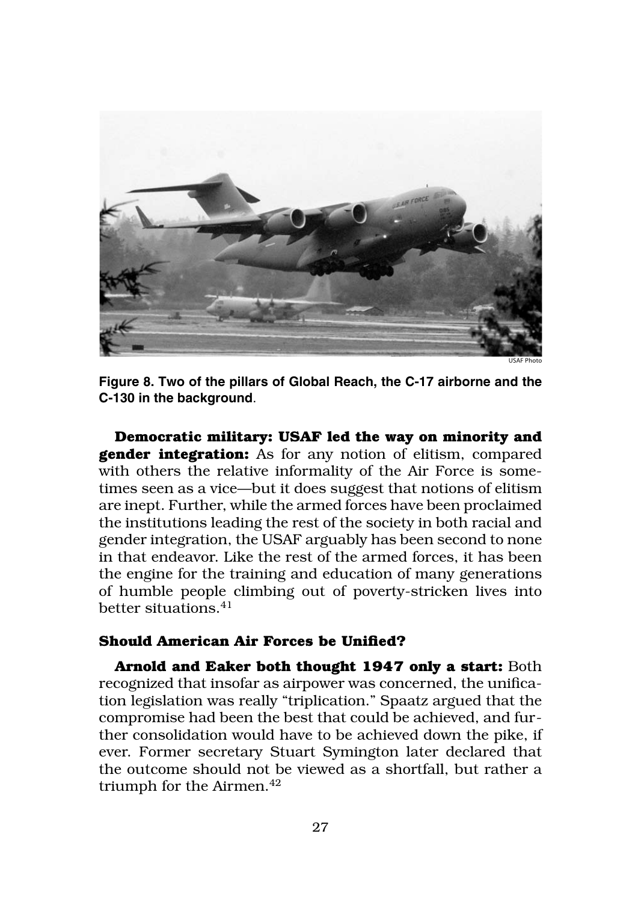USAF Photo

**Figure 8. Two of the pillars of Global Reach, the C-17 airborne and the C-130 in the background**.

**Democratic military: USAF led the way on minority and gender integration:** As for any notion of elitism, compared with others the relative informality of the Air Force is sometimes seen as a vice—but it does suggest that notions of elitism are inept. Further, while the armed forces have been proclaimed the institutions leading the rest of the society in both racial and gender integration, the USAF arguably has been second to none in that endeavor. Like the rest of the armed forces, it has been the engine for the training and education of many generations of humble people climbing out of poverty-stricken lives into better situations.[41]

### Should American Air Forces be Unified?

**Arnold and Eaker both thought 1947 only a start:** Both recognized that insofar as airpower was concerned, the unification legislation was really "triplication." Spaatz argued that the compromise had been the best that could be achieved, and further consolidation would have to be achieved down the pike, if ever. Former secretary Stuart Symington later declared that the outcome should not be viewed as a shortfall, but rather a triumph for the Airmen.[42]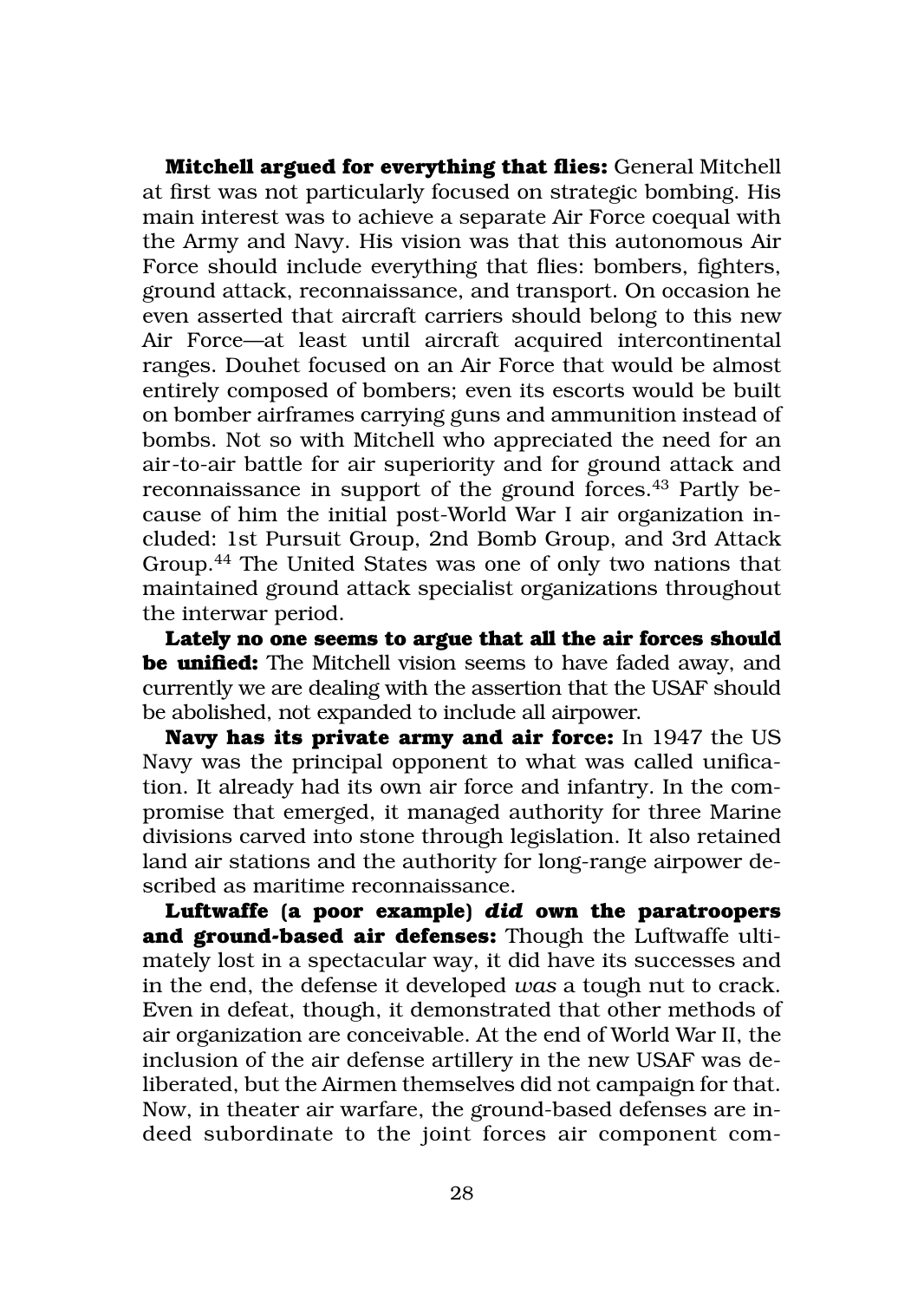**Mitchell argued for everything that flies:** General Mitchell at first was not particularly focused on strategic bombing. His main interest was to achieve a separate Air Force coequal with the Army and Navy. His vision was that this autonomous Air Force should include everything that flies: bombers, fighters, ground attack, reconnaissance, and transport. On occasion he even asserted that aircraft carriers should belong to this new Air Force—at least until aircraft acquired intercontinental ranges. Douhet focused on an Air Force that would be almost entirely composed of bombers; even its escorts would be built on bomber airframes carrying guns and ammunition instead of bombs. Not so with Mitchell who appreciated the need for an air-to-air battle for air superiority and for ground attack and reconnaissance in support of the ground forces.[43] Partly because of him the initial post-World War I air organization included: 1st Pursuit Group, 2nd Bomb Group, and 3rd Attack Group.[44] The United States was one of only two nations that maintained ground attack specialist organizations throughout the interwar period.

**Lately no one seems to argue that all the air forces should be unified:** The Mitchell vision seems to have faded away, and currently we are dealing with the assertion that the USAF should be abolished, not expanded to include all airpower.

**Navy has its private army and air force:** In 1947 the US Navy was the principal opponent to what was called unification. It already had its own air force and infantry. In the compromise that emerged, it managed authority for three Marine divisions carved into stone through legislation. It also retained land air stations and the authority for long-range airpower described as maritime reconnaissance.

**Luftwaffe (a poor example) *did* own the paratroopers and ground-based air defenses:** Though the Luftwaffe ultimately lost in a spectacular way, it did have its successes and in the end, the defense it developed *was* a tough nut to crack. Even in defeat, though, it demonstrated that other methods of air organization are conceivable. At the end of World War II, the inclusion of the air defense artillery in the new USAF was deliberated, but the Airmen themselves did not campaign for that. Now, in theater air warfare, the ground-based defenses are indeed subordinate to the joint forces air component com-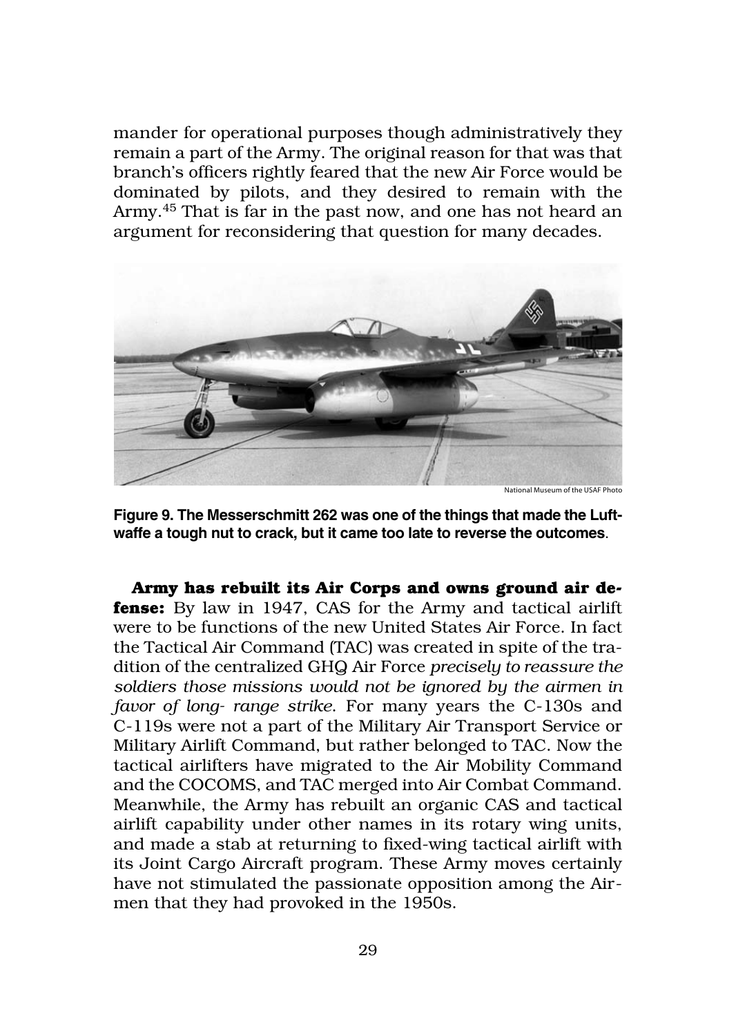mander for operational purposes though administratively they remain a part of the Army. The original reason for that was that branch's officers rightly feared that the new Air Force would be dominated by pilots, and they desired to remain with the Army.[45] That is far in the past now, and one has not heard an argument for reconsidering that question for many decades.

National Museum of the USAF Photo

**Figure 9. The Messerschmitt 262 was one of the things that made the Luftwaffe a tough nut to crack, but it came too late to reverse the outcomes.**

**Army has rebuilt its Air Corps and owns ground air defense:** By law in 1947, CAS for the Army and tactical airlift were to be functions of the new United States Air Force. In fact the Tactical Air Command (TAC) was created in spite of the tradition of the centralized GHQ Air Force *precisely to reassure the soldiers those missions would not be ignored by the airmen in favor of long- range strike.* For many years the C-130s and C-119s were not a part of the Military Air Transport Service or Military Airlift Command, but rather belonged to TAC. Now the tactical airlifters have migrated to the Air Mobility Command and the COCOMS, and TAC merged into Air Combat Command. Meanwhile, the Army has rebuilt an organic CAS and tactical airlift capability under other names in its rotary wing units, and made a stab at returning to fixed-wing tactical airlift with its Joint Cargo Aircraft program. These Army moves certainly have not stimulated the passionate opposition among the Airmen that they had provoked in the 1950s.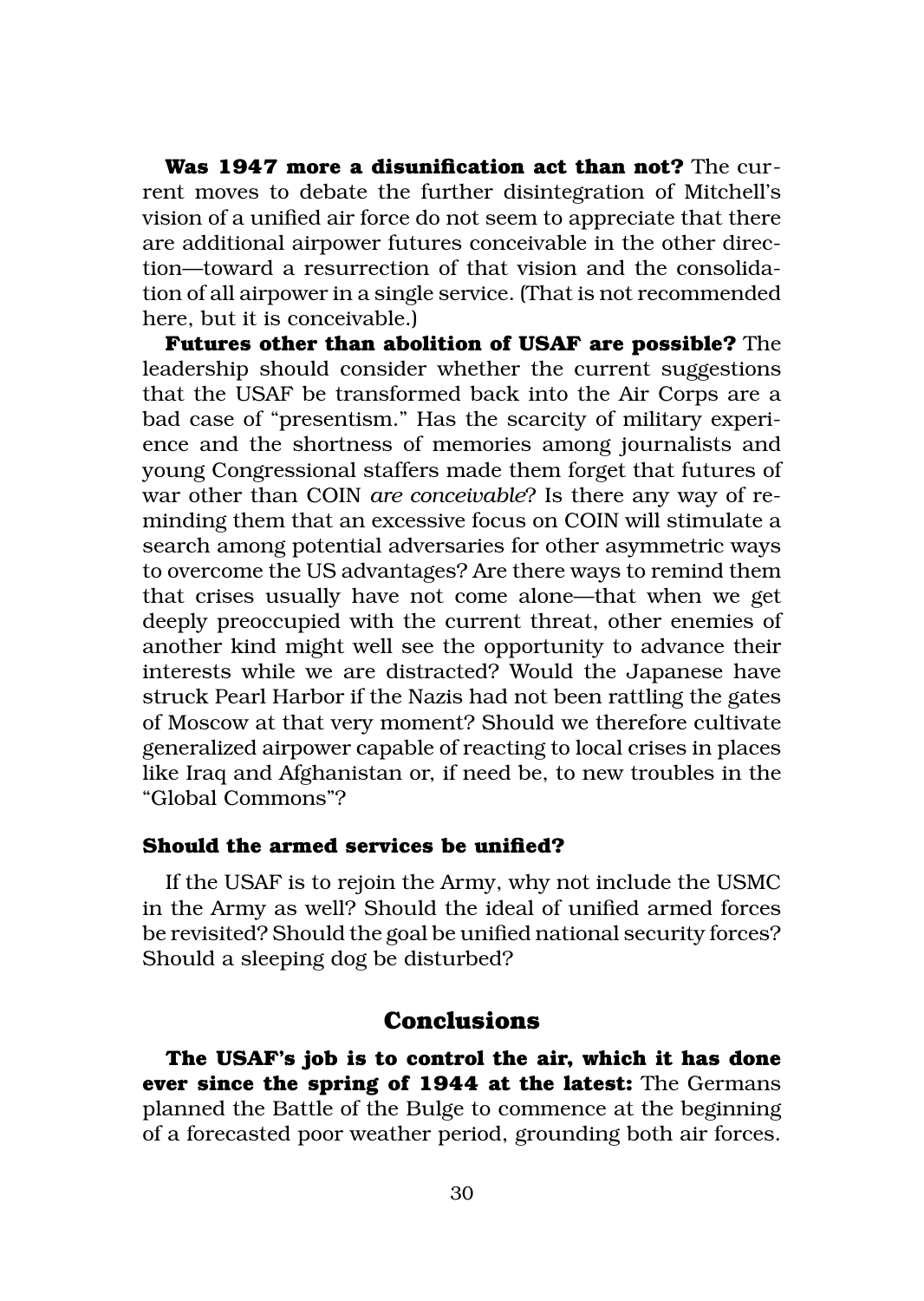**Was 1947 more a disunification act than not?** The current moves to debate the further disintegration of Mitchell's vision of a unified air force do not seem to appreciate that there are additional airpower futures conceivable in the other direction—toward a resurrection of that vision and the consolidation of all airpower in a single service. (That is not recommended here, but it is conceivable.)

**Futures other than abolition of USAF are possible?** The leadership should consider whether the current suggestions that the USAF be transformed back into the Air Corps are a bad case of "presentism." Has the scarcity of military experience and the shortness of memories among journalists and young Congressional staffers made them forget that futures of war other than COIN *are conceivable*? Is there any way of reminding them that an excessive focus on COIN will stimulate a search among potential adversaries for other asymmetric ways to overcome the US advantages? Are there ways to remind them that crises usually have not come alone—that when we get deeply preoccupied with the current threat, other enemies of another kind might well see the opportunity to advance their interests while we are distracted? Would the Japanese have struck Pearl Harbor if the Nazis had not been rattling the gates of Moscow at that very moment? Should we therefore cultivate generalized airpower capable of reacting to local crises in places like Iraq and Afghanistan or, if need be, to new troubles in the "Global Commons"?

#### Should the armed services be unified?

If the USAF is to rejoin the Army, why not include the USMC in the Army as well? Should the ideal of unified armed forces be revisited? Should the goal be unified national security forces? Should a sleeping dog be disturbed?

## Conclusions

**The USAF's job is to control the air, which it has done ever since the spring of 1944 at the latest:** The Germans planned the Battle of the Bulge to commence at the beginning of a forecasted poor weather period, grounding both air forces.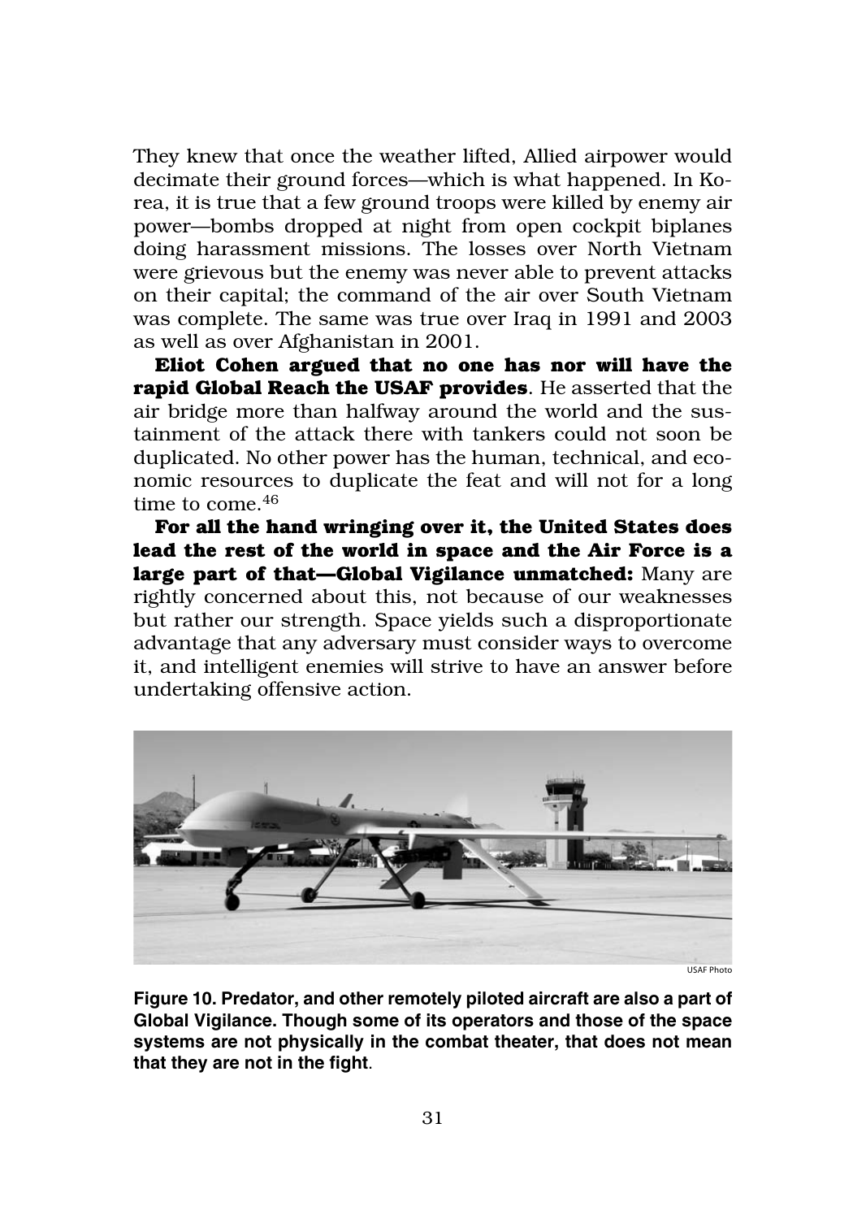They knew that once the weather lifted, Allied airpower would decimate their ground forces—which is what happened. In Korea, it is true that a few ground troops were killed by enemy air power—bombs dropped at night from open cockpit biplanes doing harassment missions. The losses over North Vietnam were grievous but the enemy was never able to prevent attacks on their capital; the command of the air over South Vietnam was complete. The same was true over Iraq in 1991 and 2003 as well as over Afghanistan in 2001.

**Eliot Cohen argued that no one has nor will have the rapid Global Reach the USAF provides**. He asserted that the air bridge more than halfway around the world and the sustainment of the attack there with tankers could not soon be duplicated. No other power has the human, technical, and economic resources to duplicate the feat and will not for a long time to come.[46]

**For all the hand wringing over it, the United States does lead the rest of the world in space and the Air Force is a large part of that—Global Vigilance unmatched:** Many are rightly concerned about this, not because of our weaknesses but rather our strength. Space yields such a disproportionate advantage that any adversary must consider ways to overcome it, and intelligent enemies will strive to have an answer before undertaking offensive action.

USAF Photo

**Figure 10. Predator, and other remotely piloted aircraft are also a part of Global Vigilance. Though some of its operators and those of the space systems are not physically in the combat theater, that does not mean that they are not in the fight**.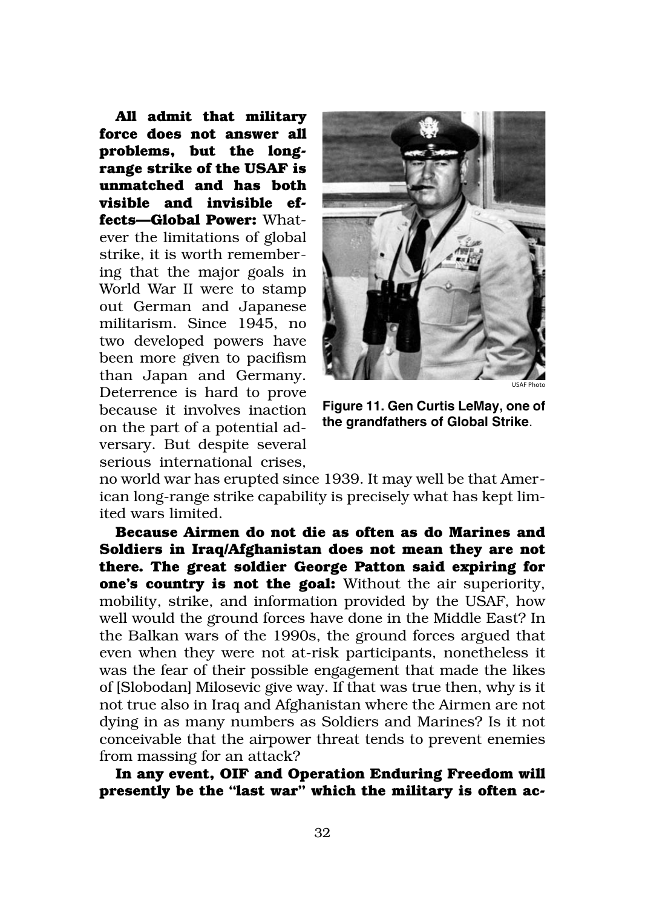**All admit that military force does not answer all problems, but the long-range strike of the USAF is unmatched and has both visible and invisible effects—Global Power:** Whatever the limitations of global strike, it is worth remembering that the major goals in World War II were to stamp out German and Japanese militarism. Since 1945, no two developed powers have been more given to pacifism than Japan and Germany. Deterrence is hard to prove because it involves inaction on the part of a potential adversary. But despite several serious international crises, no world war has erupted since 1939. It may well be that American long-range strike capability is precisely what has kept limited wars limited.

USAF Photo

**Figure 11. Gen Curtis LeMay, one of the grandfathers of Global Strike**.

**Because Airmen do not die as often as do Marines and Soldiers in Iraq/Afghanistan does not mean they are not there. The great soldier George Patton said expiring for one's country is not the goal:** Without the air superiority, mobility, strike, and information provided by the USAF, how well would the ground forces have done in the Middle East? In the Balkan wars of the 1990s, the ground forces argued that even when they were not at-risk participants, nonetheless it was the fear of their possible engagement that made the likes of [Slobodan] Milosevic give way. If that was true then, why is it not true also in Iraq and Afghanistan where the Airmen are not dying in as many numbers as Soldiers and Marines? Is it not conceivable that the airpower threat tends to prevent enemies from massing for an attack?

**In any event, OIF and Operation Enduring Freedom will presently be the "last war" which the military is often ac-**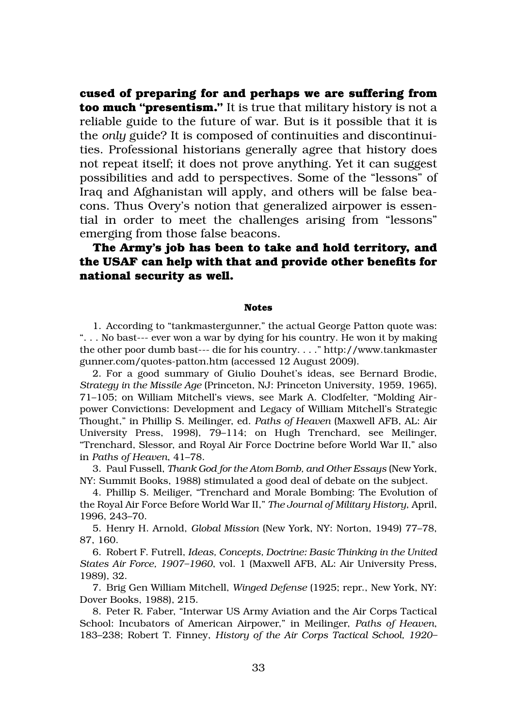**cused of preparing for and perhaps we are suffering from too much "presentism."** It is true that military history is not a reliable guide to the future of war. But is it possible that it is the *only* guide? It is composed of continuities and discontinuities. Professional historians generally agree that history does not repeat itself; it does not prove anything. Yet it can suggest possibilities and add to perspectives. Some of the "lessons" of Iraq and Afghanistan will apply, and others will be false beacons. Thus Overy's notion that generalized airpower is essential in order to meet the challenges arising from "lessons" emerging from those false beacons.

**The Army's job has been to take and hold territory, and the USAF can help with that and provide other benefits for national security as well.**

#### Notes

1. According to "tankmastergunner," the actual George Patton quote was: ". . . No bast--- ever won a war by dying for his country. He won it by making the other poor dumb bast--- die for his country. . . ." http://www.tankmastergunner.com/quotes-patton.htm (accessed 12 August 2009).

2. For a good summary of Giulio Douhet's ideas, see Bernard Brodie, *Strategy in the Missile Age* (Princeton, NJ: Princeton University, 1959, 1965), 71–105; on William Mitchell's views, see Mark A. Clodfelter, "Molding Airpower Convictions: Development and Legacy of William Mitchell's Strategic Thought," in Phillip S. Meilinger, ed. *Paths of Heaven* (Maxwell AFB, AL: Air University Press, 1998), 79–114; on Hugh Trenchard, see Meilinger, "Trenchard, Slessor, and Royal Air Force Doctrine before World War II," also in *Paths of Heaven*, 41–78.

3. Paul Fussell, *Thank God for the Atom Bomb, and Other Essays* (New York, NY: Summit Books, 1988) stimulated a good deal of debate on the subject.

4. Phillip S. Meiliger, "Trenchard and Morale Bombing: The Evolution of the Royal Air Force Before World War II," *The Journal of Military History*, April, 1996, 243–70.

5. Henry H. Arnold, *Global Mission* (New York, NY: Norton, 1949) 77–78, 87, 160.

6. Robert F. Futrell, *Ideas, Concepts, Doctrine: Basic Thinking in the United States Air Force, 1907–1960*, vol. 1 (Maxwell AFB, AL: Air University Press, 1989), 32.

7. Brig Gen William Mitchell, *Winged Defense* (1925; repr., New York, NY: Dover Books, 1988), 215.

8. Peter R. Faber, "Interwar US Army Aviation and the Air Corps Tactical School: Incubators of American Airpower," in Meilinger, *Paths of Heaven*, 183–238; Robert T. Finney, *History of the Air Corps Tactical School, 1920–*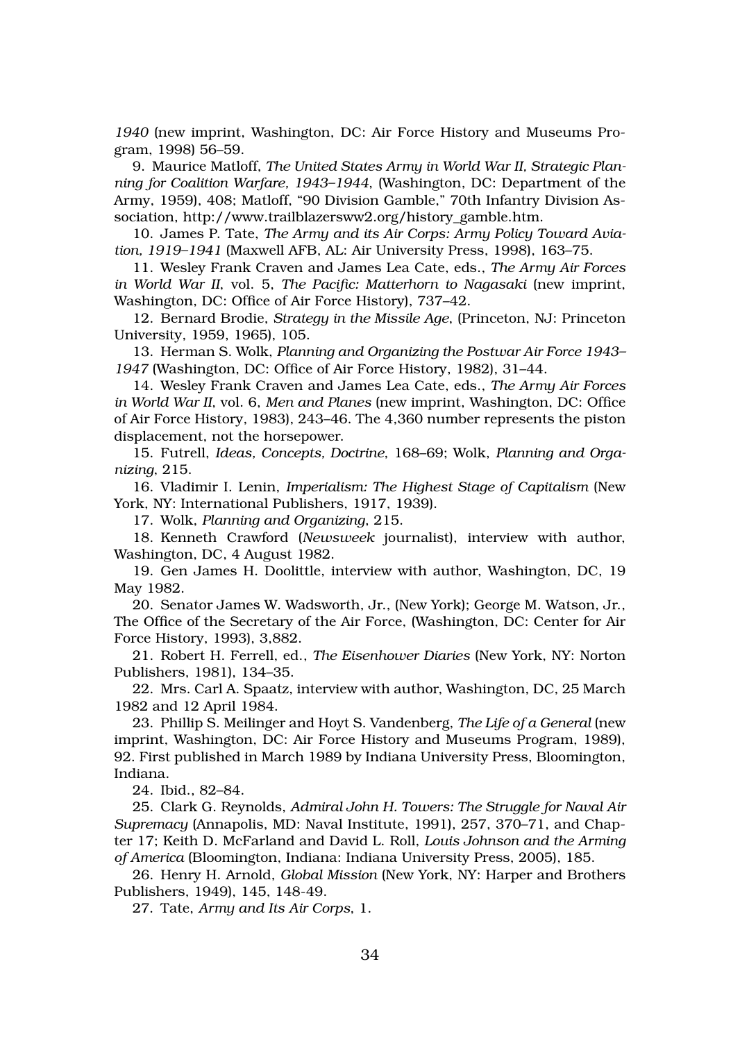*1940* (new imprint, Washington, DC: Air Force History and Museums Program, 1998) 56–59.

9. Maurice Matloff, *The United States Army in World War II, Strategic Planning for Coalition Warfare, 1943–1944*, (Washington, DC: Department of the Army, 1959), 408; Matloff, "90 Division Gamble," 70th Infantry Division Association, http://www.trailblazersww2.org/history_gamble.htm.

10. James P. Tate, *The Army and its Air Corps: Army Policy Toward Aviation, 1919–1941* (Maxwell AFB, AL: Air University Press, 1998), 163–75.

11. Wesley Frank Craven and James Lea Cate, eds., *The Army Air Forces in World War II*, vol. 5, *The Pacific: Matterhorn to Nagasaki* (new imprint, Washington, DC: Office of Air Force History), 737–42.

12. Bernard Brodie, *Strategy in the Missile Age*, (Princeton, NJ: Princeton University, 1959, 1965), 105.

13. Herman S. Wolk, *Planning and Organizing the Postwar Air Force 1943–1947* (Washington, DC: Office of Air Force History, 1982), 31–44.

14. Wesley Frank Craven and James Lea Cate, eds., *The Army Air Forces in World War II*, vol. 6, *Men and Planes* (new imprint, Washington, DC: Office of Air Force History, 1983), 243–46. The 4,360 number represents the piston displacement, not the horsepower.

15. Futrell, *Ideas, Concepts, Doctrine*, 168–69; Wolk, *Planning and Organizing*, 215.

16. Vladimir I. Lenin, *Imperialism: The Highest Stage of Capitalism* (New York, NY: International Publishers, 1917, 1939).

17. Wolk, *Planning and Organizing*, 215.

18. Kenneth Crawford (*Newsweek* journalist), interview with author, Washington, DC, 4 August 1982.

19. Gen James H. Doolittle, interview with author, Washington, DC, 19 May 1982.

20. Senator James W. Wadsworth, Jr., (New York); George M. Watson, Jr., The Office of the Secretary of the Air Force, (Washington, DC: Center for Air Force History, 1993), 3,882.

21. Robert H. Ferrell, ed., *The Eisenhower Diaries* (New York, NY: Norton Publishers, 1981), 134–35.

22. Mrs. Carl A. Spaatz, interview with author, Washington, DC, 25 March 1982 and 12 April 1984.

23. Phillip S. Meilinger and Hoyt S. Vandenberg, *The Life of a General* (new imprint, Washington, DC: Air Force History and Museums Program, 1989), 92. First published in March 1989 by Indiana University Press, Bloomington, Indiana.

24. Ibid., 82–84.

25. Clark G. Reynolds, *Admiral John H. Towers: The Struggle for Naval Air Supremacy* (Annapolis, MD: Naval Institute, 1991), 257, 370–71, and Chapter 17; Keith D. McFarland and David L. Roll, *Louis Johnson and the Arming of America* (Bloomington, Indiana: Indiana University Press, 2005), 185.

26. Henry H. Arnold, *Global Mission* (New York, NY: Harper and Brothers Publishers, 1949), 145, 148-49.

27. Tate, *Army and Its Air Corps*, 1.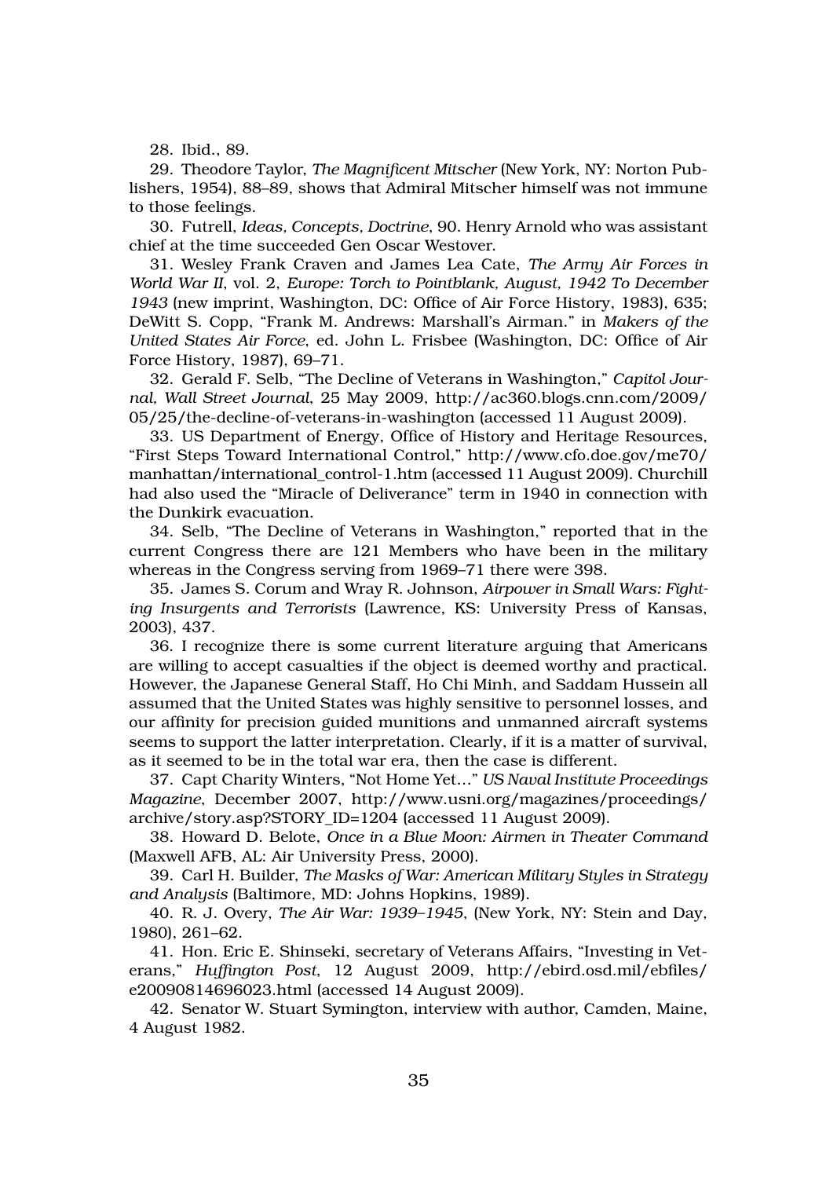28. Ibid., 89.

29. Theodore Taylor, *The Magnificent Mitscher* (New York, NY: Norton Publishers, 1954), 88–89, shows that Admiral Mitscher himself was not immune to those feelings.

30. Futrell, *Ideas, Concepts, Doctrine*, 90. Henry Arnold who was assistant chief at the time succeeded Gen Oscar Westover.

31. Wesley Frank Craven and James Lea Cate, *The Army Air Forces in World War II*, vol. 2, *Europe: Torch to Pointblank, August, 1942 To December 1943* (new imprint, Washington, DC: Office of Air Force History, 1983), 635; DeWitt S. Copp, "Frank M. Andrews: Marshall's Airman." in *Makers of the United States Air Force*, ed. John L. Frisbee (Washington, DC: Office of Air Force History, 1987), 69–71.

32. Gerald F. Selb, "The Decline of Veterans in Washington," *Capitol Journal, Wall Street Journal*, 25 May 2009, http://ac360.blogs.cnn.com/2009/05/25/the-decline-of-veterans-in-washington (accessed 11 August 2009).

33. US Department of Energy, Office of History and Heritage Resources, "First Steps Toward International Control," http://www.cfo.doe.gov/me70/manhattan/international_control-1.htm (accessed 11 August 2009). Churchill had also used the "Miracle of Deliverance" term in 1940 in connection with the Dunkirk evacuation.

34. Selb, "The Decline of Veterans in Washington," reported that in the current Congress there are 121 Members who have been in the military whereas in the Congress serving from 1969–71 there were 398.

35. James S. Corum and Wray R. Johnson, *Airpower in Small Wars: Fighting Insurgents and Terrorists* (Lawrence, KS: University Press of Kansas, 2003), 437.

36. I recognize there is some current literature arguing that Americans are willing to accept casualties if the object is deemed worthy and practical. However, the Japanese General Staff, Ho Chi Minh, and Saddam Hussein all assumed that the United States was highly sensitive to personnel losses, and our affinity for precision guided munitions and unmanned aircraft systems seems to support the latter interpretation. Clearly, if it is a matter of survival, as it seemed to be in the total war era, then the case is different.

37. Capt Charity Winters, "Not Home Yet…" *US Naval Institute Proceedings Magazine*, December 2007, http://www.usni.org/magazines/proceedings/archive/story.asp?STORY_ID=1204 (accessed 11 August 2009).

38. Howard D. Belote, *Once in a Blue Moon: Airmen in Theater Command* (Maxwell AFB, AL: Air University Press, 2000).

39. Carl H. Builder, *The Masks of War: American Military Styles in Strategy and Analysis* (Baltimore, MD: Johns Hopkins, 1989).

40. R. J. Overy, *The Air War: 1939–1945*, (New York, NY: Stein and Day, 1980), 261–62.

41. Hon. Eric E. Shinseki, secretary of Veterans Affairs, "Investing in Veterans," *Huffington Post*, 12 August 2009, http://ebird.osd.mil/ebfiles/e20090814696023.html (accessed 14 August 2009).

42. Senator W. Stuart Symington, interview with author, Camden, Maine, 4 August 1982.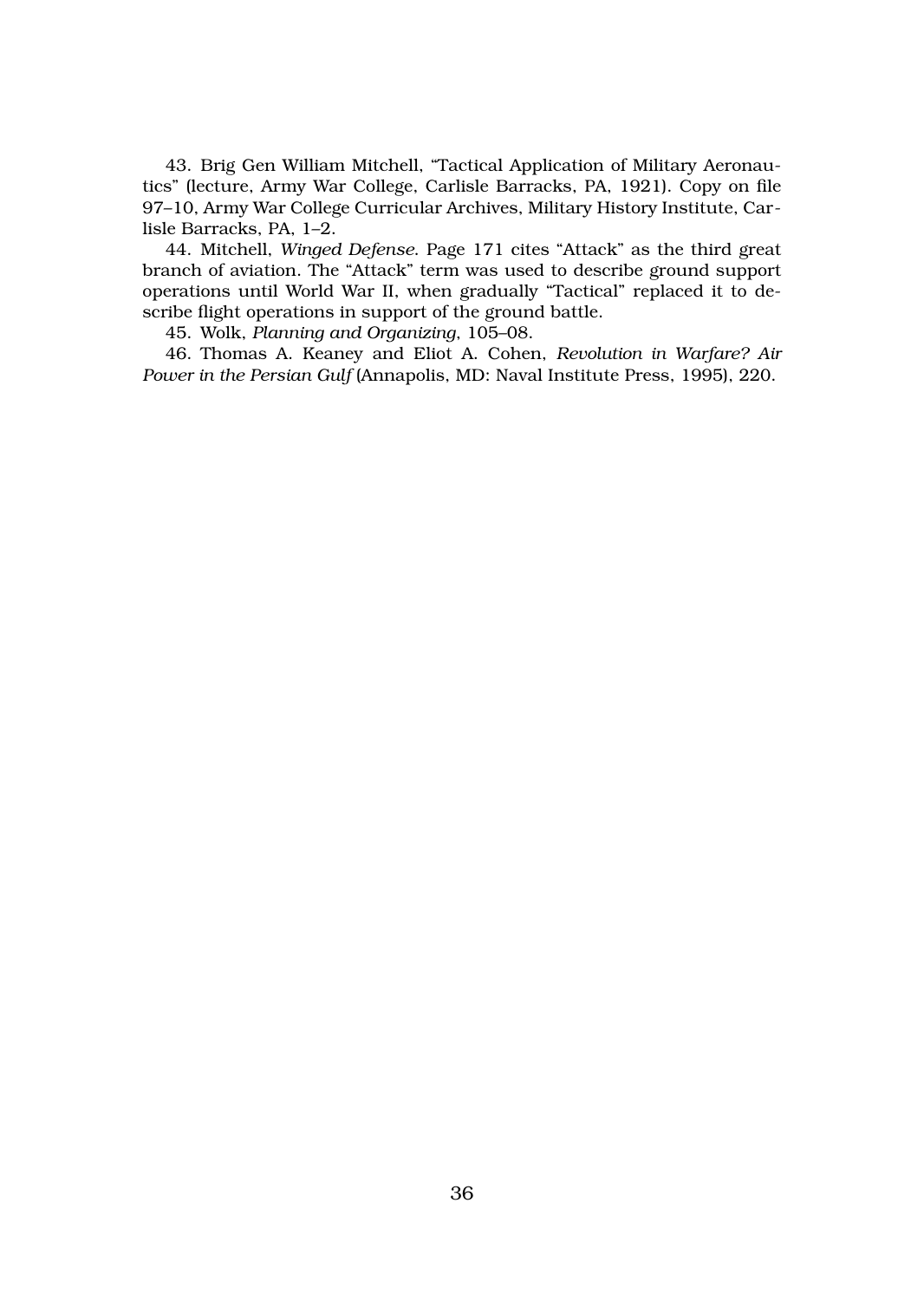43. Brig Gen William Mitchell, "Tactical Application of Military Aeronautics" (lecture, Army War College, Carlisle Barracks, PA, 1921). Copy on file 97–10, Army War College Curricular Archives, Military History Institute, Carlisle Barracks, PA, 1–2.

44. Mitchell, *Winged Defense*. Page 171 cites "Attack" as the third great branch of aviation. The "Attack" term was used to describe ground support operations until World War II, when gradually "Tactical" replaced it to describe flight operations in support of the ground battle.

45. Wolk, *Planning and Organizing*, 105–08.

46. Thomas A. Keaney and Eliot A. Cohen, *Revolution in Warfare? Air Power in the Persian Gulf* (Annapolis, MD: Naval Institute Press, 1995), 220.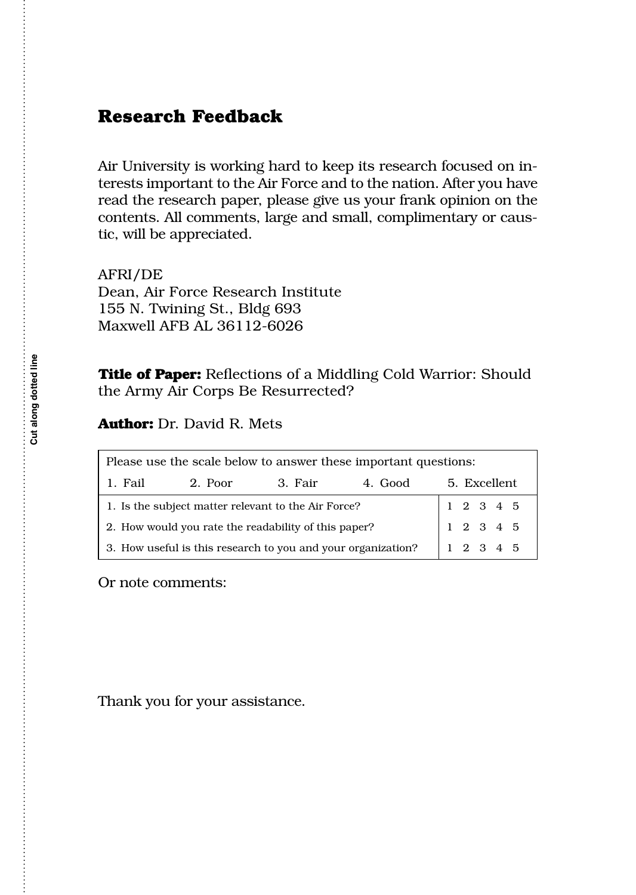Cut along dotted line

## Research Feedback

Air University is working hard to keep its research focused on interests important to the Air Force and to the nation. After you have read the research paper, please give us your frank opinion on the contents. All comments, large and small, complimentary or caustic, will be appreciated.

AFRI/DE
Dean, Air Force Research Institute
155 N. Twining St., Bldg 693
Maxwell AFB AL 36112-6026

**Title of Paper:** Reflections of a Middling Cold Warrior: Should the Army Air Corps Be Resurrected?

**Author:** Dr. David R. Mets

| Please use the scale below to answer these important questions: 1. Fail 2. Poor 3. Fair 4. Good 5. Excellent | |
|---|---|
| 1. Is the subject matter relevant to the Air Force? | 1 2 3 4 5 |
| 2. How would you rate the readability of this paper? | 1 2 3 4 5 |
| 3. How useful is this research to you and your organization? | 1 2 3 4 5 |

Or note comments:

Thank you for your assistance.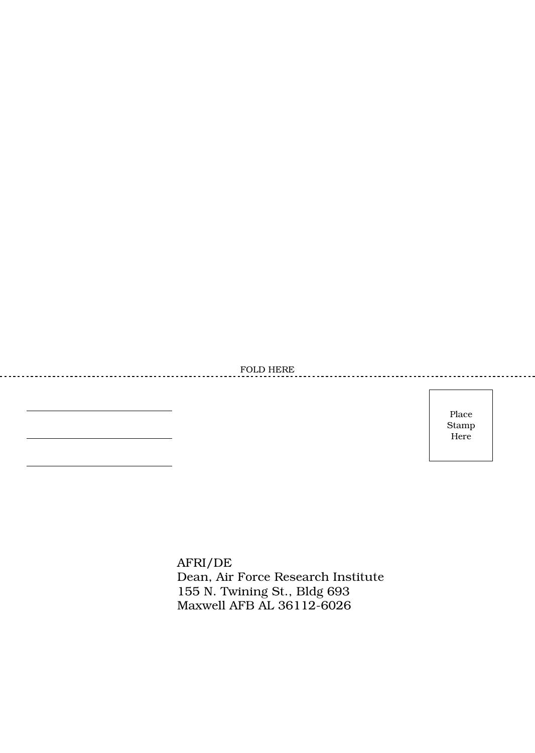FOLD HERE

---

Place Stamp Here

AFRI/DE
Dean, Air Force Research Institute
155 N. Twining St., Bldg 693
Maxwell AFB AL 36112-6026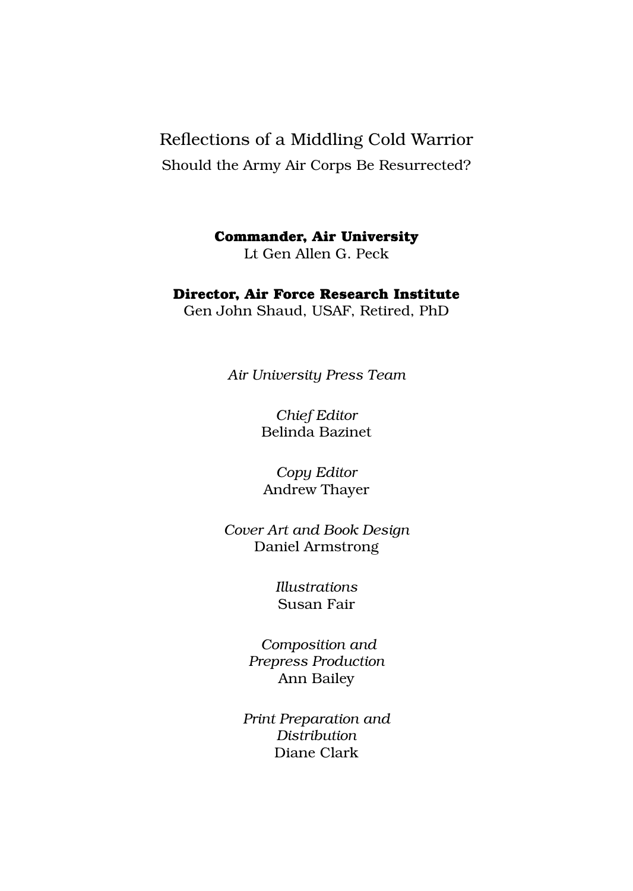Reflections of a Middling Cold Warrior

Should the Army Air Corps Be Resurrected?

**Commander, Air University**
Lt Gen Allen G. Peck

**Director, Air Force Research Institute**
Gen John Shaud, USAF, Retired, PhD

*Air University Press Team*

*Chief Editor*
Belinda Bazinet

*Copy Editor*
Andrew Thayer

*Cover Art and Book Design*
Daniel Armstrong

*Illustrations*
Susan Fair

*Composition and Prepress Production*
Ann Bailey

*Print Preparation and Distribution*
Diane Clark